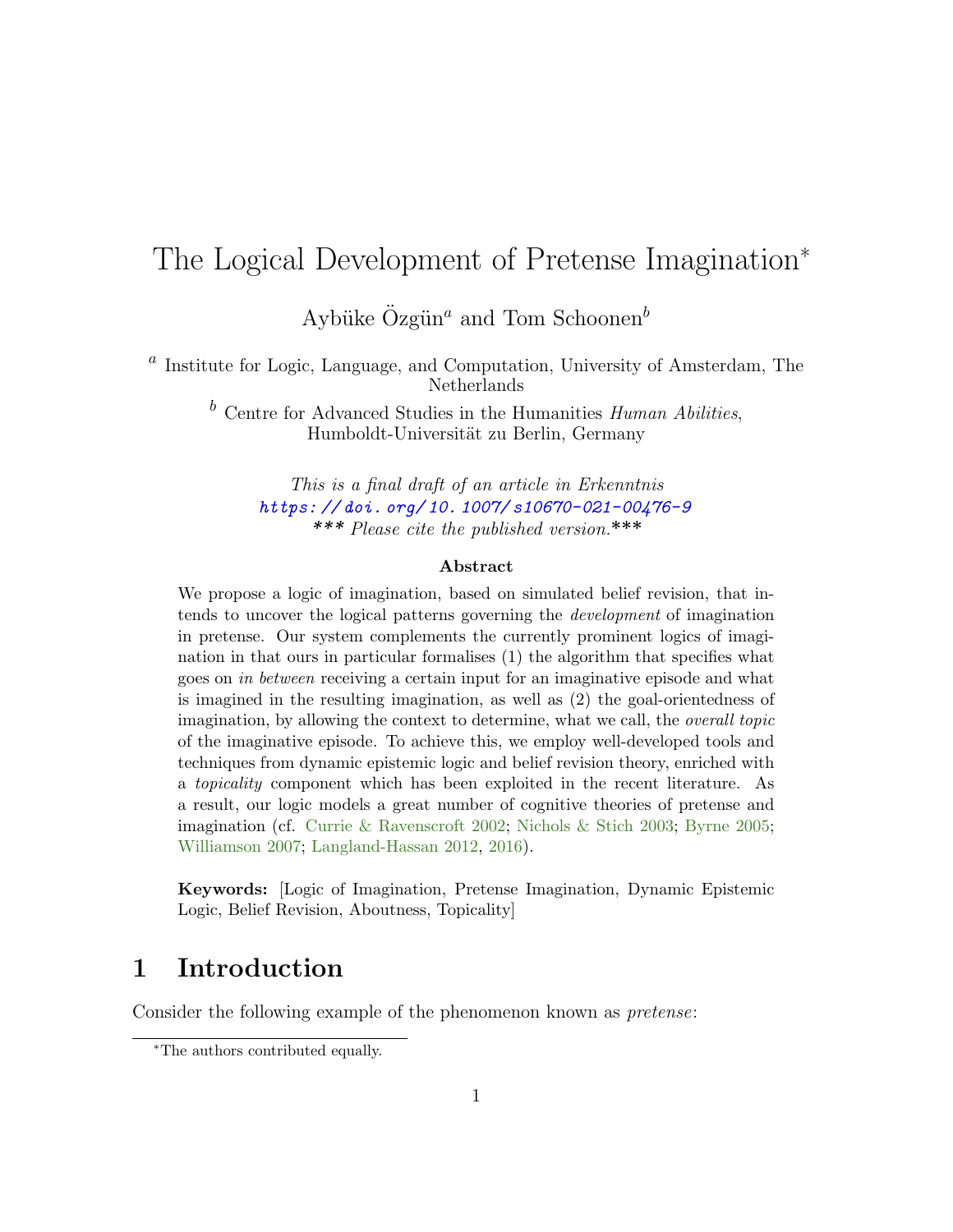# The Logical Development of Pretense Imagination*

Aybüke Özgün[a] and Tom Schoonen[b]

[a] Institute for Logic, Language, and Computation, University of Amsterdam, The Netherlands

[b] Centre for Advanced Studies in the Humanities *Human Abilities*, Humboldt-Universität zu Berlin, Germany

*This is a final draft of an article in Erkenntnis*
https://doi.org/10.1007/s10670-021-00476-9
*\*\*\* Please cite the published version.\*\*\**

**Abstract**

We propose a logic of imagination, based on simulated belief revision, that intends to uncover the logical patterns governing the *development* of imagination in pretense. Our system complements the currently prominent logics of imagination in that ours in particular formalises (1) the algorithm that specifies what goes on *in between* receiving a certain input for an imaginative episode and what is imagined in the resulting imagination, as well as (2) the goal-orientedness of imagination, by allowing the context to determine, what we call, the *overall topic* of the imaginative episode. To achieve this, we employ well-developed tools and techniques from dynamic epistemic logic and belief revision theory, enriched with a *topicality* component which has been exploited in the recent literature. As a result, our logic models a great number of cognitive theories of pretense and imagination (cf. Currie & Ravenscroft 2002; Nichols & Stich 2003; Byrne 2005; Williamson 2007; Langland-Hassan 2012, 2016).

**Keywords:** [Logic of Imagination, Pretense Imagination, Dynamic Epistemic Logic, Belief Revision, Aboutness, Topicality]

## 1 Introduction

Consider the following example of the phenomenon known as *pretense*:

*The authors contributed equally.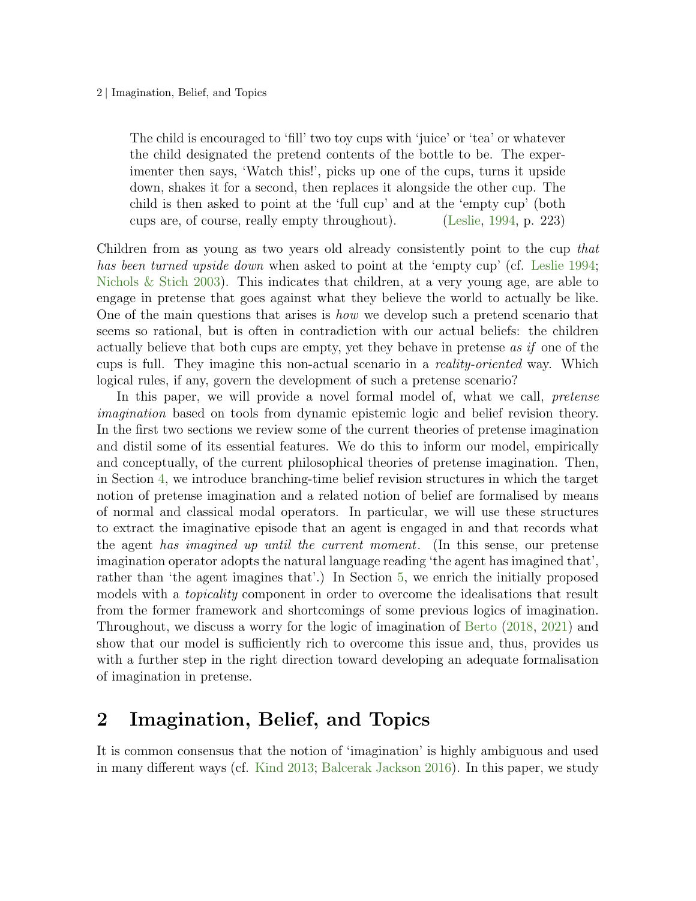> The child is encouraged to 'fill' two toy cups with 'juice' or 'tea' or whatever the child designated the pretend contents of the bottle to be. The experimenter then says, 'Watch this!', picks up one of the cups, turns it upside down, shakes it for a second, then replaces it alongside the other cup. The child is then asked to point at the 'full cup' and at the 'empty cup' (both cups are, of course, really empty throughout). (Leslie, 1994, p. 223)

Children from as young as two years old already consistently point to the cup *that has been turned upside down* when asked to point at the 'empty cup' (cf. Leslie 1994; Nichols & Stich 2003). This indicates that children, at a very young age, are able to engage in pretense that goes against what they believe the world to actually be like. One of the main questions that arises is *how* we develop such a pretend scenario that seems so rational, but is often in contradiction with our actual beliefs: the children actually believe that both cups are empty, yet they behave in pretense *as if* one of the cups is full. They imagine this non-actual scenario in a *reality-oriented* way. Which logical rules, if any, govern the development of such a pretense scenario?

In this paper, we will provide a novel formal model of, what we call, *pretense imagination* based on tools from dynamic epistemic logic and belief revision theory. In the first two sections we review some of the current theories of pretense imagination and distil some of its essential features. We do this to inform our model, empirically and conceptually, of the current philosophical theories of pretense imagination. Then, in Section 4, we introduce branching-time belief revision structures in which the target notion of pretense imagination and a related notion of belief are formalised by means of normal and classical modal operators. In particular, we will use these structures to extract the imaginative episode that an agent is engaged in and that records what the agent *has imagined up until the current moment*. (In this sense, our pretense imagination operator adopts the natural language reading 'the agent has imagined that', rather than 'the agent imagines that'.) In Section 5, we enrich the initially proposed models with a *topicality* component in order to overcome the idealisations that result from the former framework and shortcomings of some previous logics of imagination. Throughout, we discuss a worry for the logic of imagination of Berto (2018, 2021) and show that our model is sufficiently rich to overcome this issue and, thus, provides us with a further step in the right direction toward developing an adequate formalisation of imagination in pretense.

## 2 Imagination, Belief, and Topics

It is common consensus that the notion of 'imagination' is highly ambiguous and used in many different ways (cf. Kind 2013; Balcerak Jackson 2016). In this paper, we study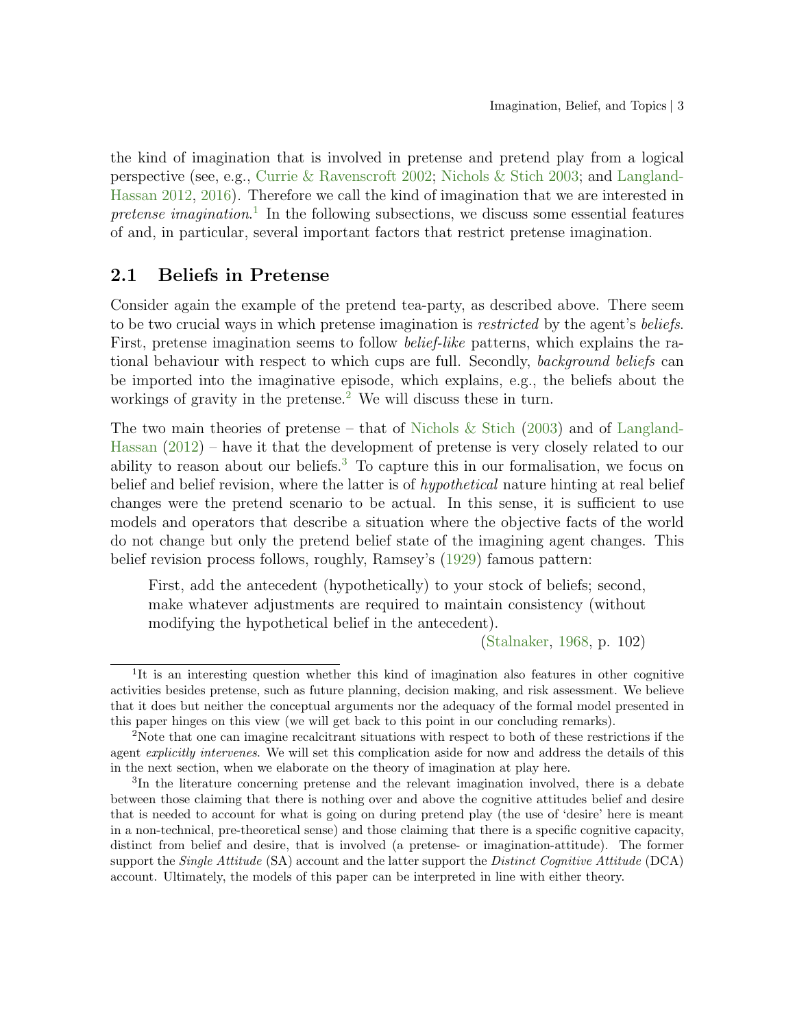the kind of imagination that is involved in pretense and pretend play from a logical perspective (see, e.g., Currie & Ravenscroft 2002; Nichols & Stich 2003; and Langland-Hassan 2012, 2016). Therefore we call the kind of imagination that we are interested in *pretense imagination*.[1] In the following subsections, we discuss some essential features of and, in particular, several important factors that restrict pretense imagination.

## 2.1 Beliefs in Pretense

Consider again the example of the pretend tea-party, as described above. There seem to be two crucial ways in which pretense imagination is *restricted* by the agent's *beliefs*. First, pretense imagination seems to follow *belief-like* patterns, which explains the rational behaviour with respect to which cups are full. Secondly, *background beliefs* can be imported into the imaginative episode, which explains, e.g., the beliefs about the workings of gravity in the pretense.[2] We will discuss these in turn.

The two main theories of pretense – that of Nichols & Stich (2003) and of Langland-Hassan (2012) – have it that the development of pretense is very closely related to our ability to reason about our beliefs.[3] To capture this in our formalisation, we focus on belief and belief revision, where the latter is of *hypothetical* nature hinting at real belief changes were the pretend scenario to be actual. In this sense, it is sufficient to use models and operators that describe a situation where the objective facts of the world do not change but only the pretend belief state of the imagining agent changes. This belief revision process follows, roughly, Ramsey's (1929) famous pattern:

> First, add the antecedent (hypothetically) to your stock of beliefs; second, make whatever adjustments are required to maintain consistency (without modifying the hypothetical belief in the antecedent).
>
> (Stalnaker, 1968, p. 102)

---

[1] It is an interesting question whether this kind of imagination also features in other cognitive activities besides pretense, such as future planning, decision making, and risk assessment. We believe that it does but neither the conceptual arguments nor the adequacy of the formal model presented in this paper hinges on this view (we will get back to this point in our concluding remarks).

[2] Note that one can imagine recalcitrant situations with respect to both of these restrictions if the agent *explicitly intervenes*. We will set this complication aside for now and address the details of this in the next section, when we elaborate on the theory of imagination at play here.

[3] In the literature concerning pretense and the relevant imagination involved, there is a debate between those claiming that there is nothing over and above the cognitive attitudes belief and desire that is needed to account for what is going on during pretend play (the use of 'desire' here is meant in a non-technical, pre-theoretical sense) and those claiming that there is a specific cognitive capacity, distinct from belief and desire, that is involved (a pretense- or imagination-attitude). The former support the *Single Attitude* (SA) account and the latter support the *Distinct Cognitive Attitude* (DCA) account. Ultimately, the models of this paper can be interpreted in line with either theory.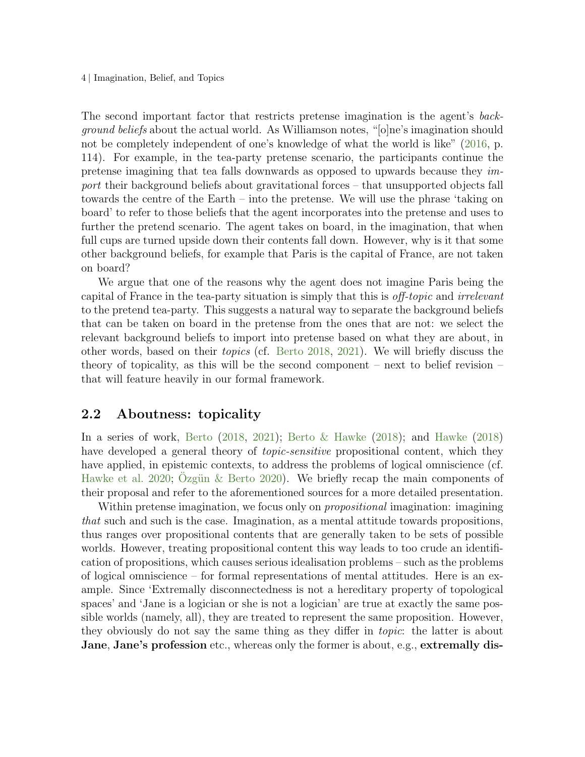The second important factor that restricts pretense imagination is the agent's *background beliefs* about the actual world. As Williamson notes, "[o]ne's imagination should not be completely independent of one's knowledge of what the world is like" (2016, p. 114). For example, in the tea-party pretense scenario, the participants continue the pretense imagining that tea falls downwards as opposed to upwards because they *import* their background beliefs about gravitational forces – that unsupported objects fall towards the centre of the Earth – into the pretense. We will use the phrase 'taking on board' to refer to those beliefs that the agent incorporates into the pretense and uses to further the pretend scenario. The agent takes on board, in the imagination, that when full cups are turned upside down their contents fall down. However, why is it that some other background beliefs, for example that Paris is the capital of France, are not taken on board?

We argue that one of the reasons why the agent does not imagine Paris being the capital of France in the tea-party situation is simply that this is *off-topic* and *irrelevant* to the pretend tea-party. This suggests a natural way to separate the background beliefs that can be taken on board in the pretense from the ones that are not: we select the relevant background beliefs to import into pretense based on what they are about, in other words, based on their *topics* (cf. Berto 2018, 2021). We will briefly discuss the theory of topicality, as this will be the second component – next to belief revision – that will feature heavily in our formal framework.

## 2.2 Aboutness: topicality

In a series of work, Berto (2018, 2021); Berto & Hawke (2018); and Hawke (2018) have developed a general theory of *topic-sensitive* propositional content, which they have applied, in epistemic contexts, to address the problems of logical omniscience (cf. Hawke et al. 2020; Özgün & Berto 2020). We briefly recap the main components of their proposal and refer to the aforementioned sources for a more detailed presentation.

Within pretense imagination, we focus only on *propositional* imagination: imagining *that* such and such is the case. Imagination, as a mental attitude towards propositions, thus ranges over propositional contents that are generally taken to be sets of possible worlds. However, treating propositional content this way leads to too crude an identification of propositions, which causes serious idealisation problems – such as the problems of logical omniscience – for formal representations of mental attitudes. Here is an example. Since 'Extremally disconnectedness is not a hereditary property of topological spaces' and 'Jane is a logician or she is not a logician' are true at exactly the same possible worlds (namely, all), they are treated to represent the same proposition. However, they obviously do not say the same thing as they differ in *topic*: the latter is about **Jane**, **Jane's profession** etc., whereas only the former is about, e.g., **extremally dis-**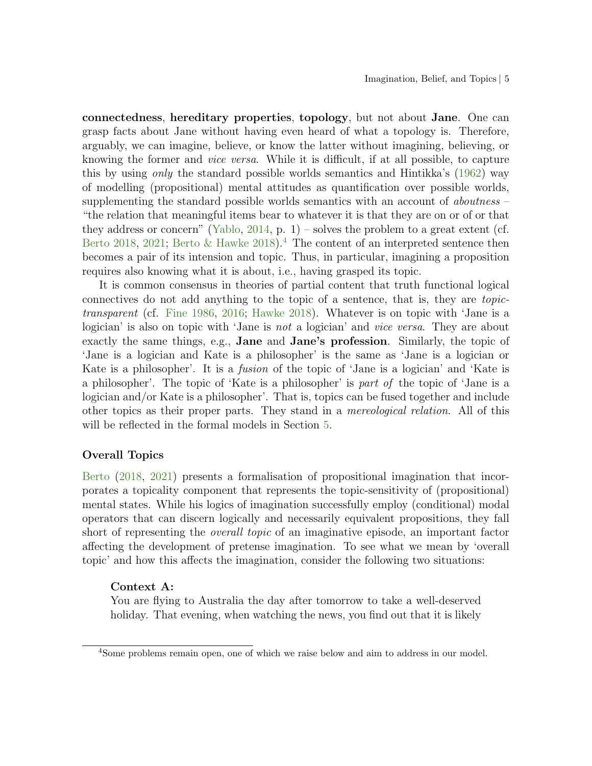**connectedness**, **hereditary properties**, **topology**, but not about **Jane**. One can grasp facts about Jane without having even heard of what a topology is. Therefore, arguably, we can imagine, believe, or know the latter without imagining, believing, or knowing the former and *vice versa*. While it is difficult, if at all possible, to capture this by using *only* the standard possible worlds semantics and Hintikka's (1962) way of modelling (propositional) mental attitudes as quantification over possible worlds, supplementing the standard possible worlds semantics with an account of *aboutness* – "the relation that meaningful items bear to whatever it is that they are on or of or that they address or concern" (Yablo, 2014, p. 1) – solves the problem to a great extent (cf. Berto 2018, 2021; Berto & Hawke 2018).[4] The content of an interpreted sentence then becomes a pair of its intension and topic. Thus, in particular, imagining a proposition requires also knowing what it is about, i.e., having grasped its topic.

It is common consensus in theories of partial content that truth functional logical connectives do not add anything to the topic of a sentence, that is, they are *topic-transparent* (cf. Fine 1986, 2016; Hawke 2018). Whatever is on topic with 'Jane is a logician' is also on topic with 'Jane is *not* a logician' and *vice versa*. They are about exactly the same things, e.g., **Jane** and **Jane's profession**. Similarly, the topic of 'Jane is a logician and Kate is a philosopher' is the same as 'Jane is a logician or Kate is a philosopher'. It is a *fusion* of the topic of 'Jane is a logician' and 'Kate is a philosopher'. The topic of 'Kate is a philosopher' is *part of* the topic of 'Jane is a logician and/or Kate is a philosopher'. That is, topics can be fused together and include other topics as their proper parts. They stand in a *mereological relation*. All of this will be reflected in the formal models in Section 5.

### Overall Topics

Berto (2018, 2021) presents a formalisation of propositional imagination that incorporates a topicality component that represents the topic-sensitivity of (propositional) mental states. While his logics of imagination successfully employ (conditional) modal operators that can discern logically and necessarily equivalent propositions, they fall short of representing the *overall topic* of an imaginative episode, an important factor affecting the development of pretense imagination. To see what we mean by 'overall topic' and how this affects the imagination, consider the following two situations:

> **Context A:**
> You are flying to Australia the day after tomorrow to take a well-deserved holiday. That evening, when watching the news, you find out that it is likely

[4] Some problems remain open, one of which we raise below and aim to address in our model.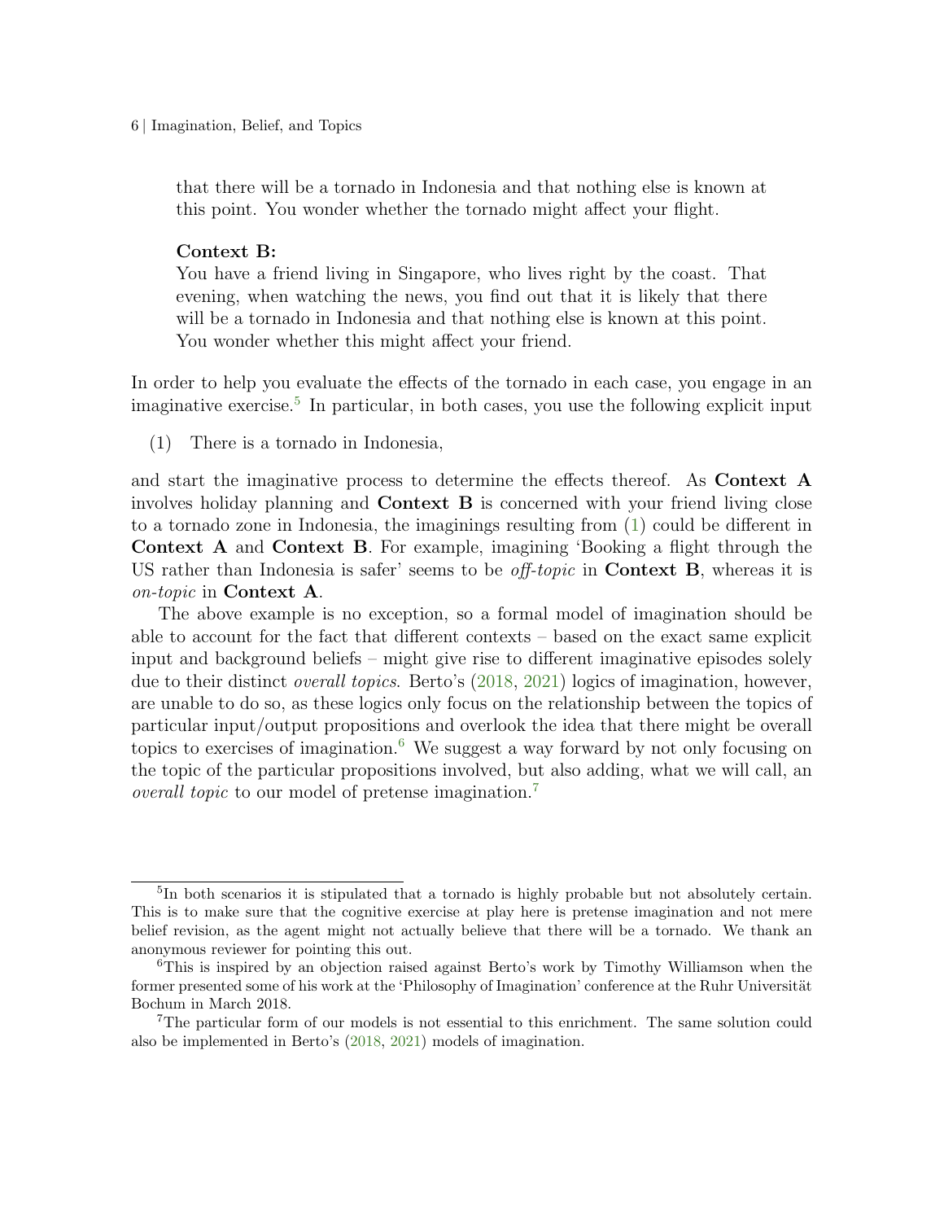that there will be a tornado in Indonesia and that nothing else is known at this point. You wonder whether the tornado might affect your flight.

> **Context B:**
> You have a friend living in Singapore, who lives right by the coast. That evening, when watching the news, you find out that it is likely that there will be a tornado in Indonesia and that nothing else is known at this point. You wonder whether this might affect your friend.

In order to help you evaluate the effects of the tornado in each case, you engage in an imaginative exercise.[5] In particular, in both cases, you use the following explicit input

(1) There is a tornado in Indonesia,

and start the imaginative process to determine the effects thereof. As **Context A** involves holiday planning and **Context B** is concerned with your friend living close to a tornado zone in Indonesia, the imaginings resulting from (1) could be different in **Context A** and **Context B**. For example, imagining 'Booking a flight through the US rather than Indonesia is safer' seems to be *off-topic* in **Context B**, whereas it is *on-topic* in **Context A**.

The above example is no exception, so a formal model of imagination should be able to account for the fact that different contexts – based on the exact same explicit input and background beliefs – might give rise to different imaginative episodes solely due to their distinct *overall topics*. Berto's (2018, 2021) logics of imagination, however, are unable to do so, as these logics only focus on the relationship between the topics of particular input/output propositions and overlook the idea that there might be overall topics to exercises of imagination.[6] We suggest a way forward by not only focusing on the topic of the particular propositions involved, but also adding, what we will call, an *overall topic* to our model of pretense imagination.[7]

---

[5] In both scenarios it is stipulated that a tornado is highly probable but not absolutely certain. This is to make sure that the cognitive exercise at play here is pretense imagination and not mere belief revision, as the agent might not actually believe that there will be a tornado. We thank an anonymous reviewer for pointing this out.

[6] This is inspired by an objection raised against Berto's work by Timothy Williamson when the former presented some of his work at the 'Philosophy of Imagination' conference at the Ruhr Universität Bochum in March 2018.

[7] The particular form of our models is not essential to this enrichment. The same solution could also be implemented in Berto's (2018, 2021) models of imagination.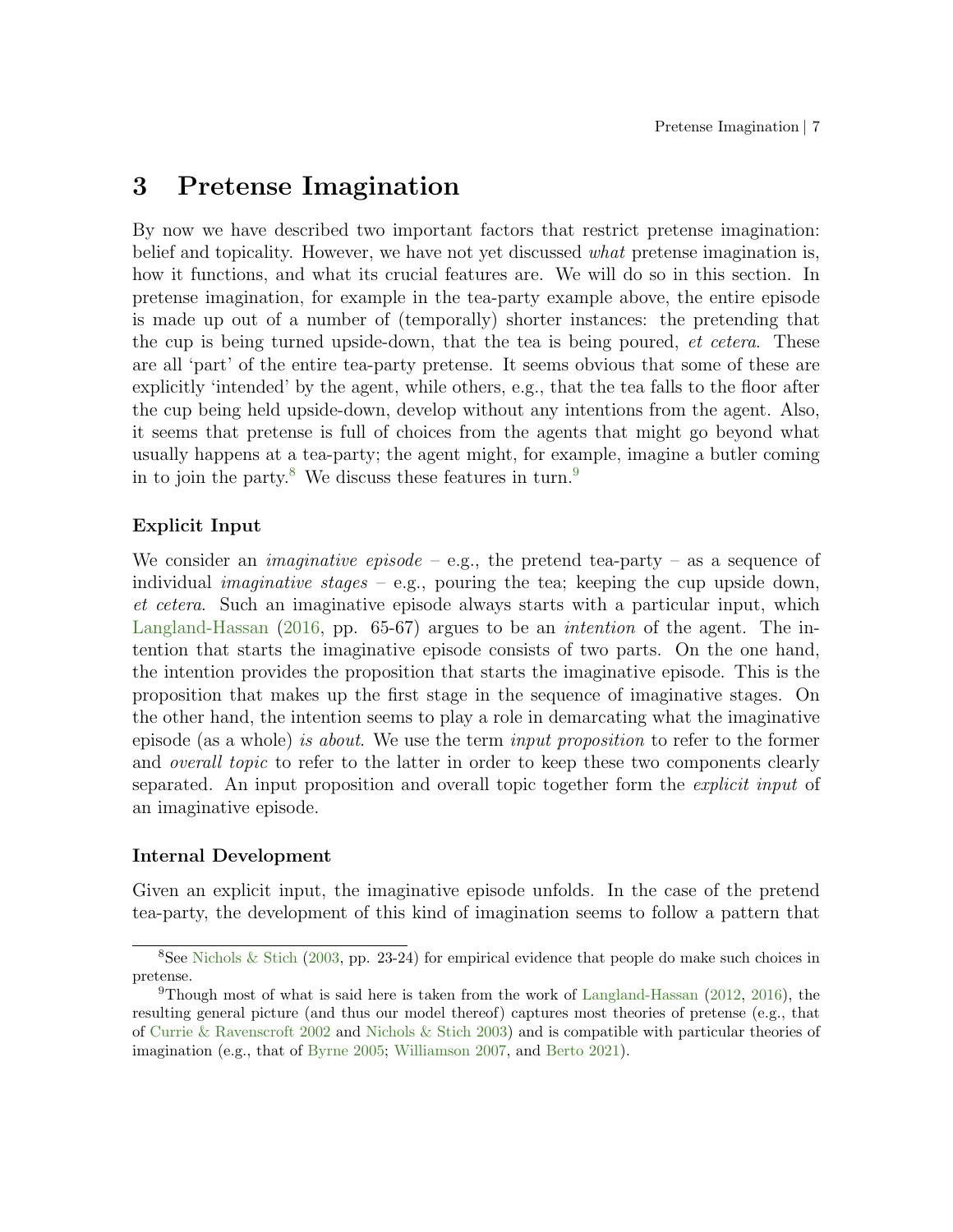# 3 Pretense Imagination

By now we have described two important factors that restrict pretense imagination: belief and topicality. However, we have not yet discussed *what* pretense imagination is, how it functions, and what its crucial features are. We will do so in this section. In pretense imagination, for example in the tea-party example above, the entire episode is made up out of a number of (temporally) shorter instances: the pretending that the cup is being turned upside-down, that the tea is being poured, *et cetera*. These are all 'part' of the entire tea-party pretense. It seems obvious that some of these are explicitly 'intended' by the agent, while others, e.g., that the tea falls to the floor after the cup being held upside-down, develop without any intentions from the agent. Also, it seems that pretense is full of choices from the agents that might go beyond what usually happens at a tea-party; the agent might, for example, imagine a butler coming in to join the party.[8] We discuss these features in turn.[9]

**Explicit Input**

We consider an *imaginative episode* – e.g., the pretend tea-party – as a sequence of individual *imaginative stages* – e.g., pouring the tea; keeping the cup upside down, *et cetera*. Such an imaginative episode always starts with a particular input, which Langland-Hassan (2016, pp. 65-67) argues to be an *intention* of the agent. The intention that starts the imaginative episode consists of two parts. On the one hand, the intention provides the proposition that starts the imaginative episode. This is the proposition that makes up the first stage in the sequence of imaginative stages. On the other hand, the intention seems to play a role in demarcating what the imaginative episode (as a whole) *is about*. We use the term *input proposition* to refer to the former and *overall topic* to refer to the latter in order to keep these two components clearly separated. An input proposition and overall topic together form the *explicit input* of an imaginative episode.

**Internal Development**

Given an explicit input, the imaginative episode unfolds. In the case of the pretend tea-party, the development of this kind of imagination seems to follow a pattern that

[8] See Nichols & Stich (2003, pp. 23-24) for empirical evidence that people do make such choices in pretense.

[9] Though most of what is said here is taken from the work of Langland-Hassan (2012, 2016), the resulting general picture (and thus our model thereof) captures most theories of pretense (e.g., that of Currie & Ravenscroft 2002 and Nichols & Stich 2003) and is compatible with particular theories of imagination (e.g., that of Byrne 2005; Williamson 2007, and Berto 2021).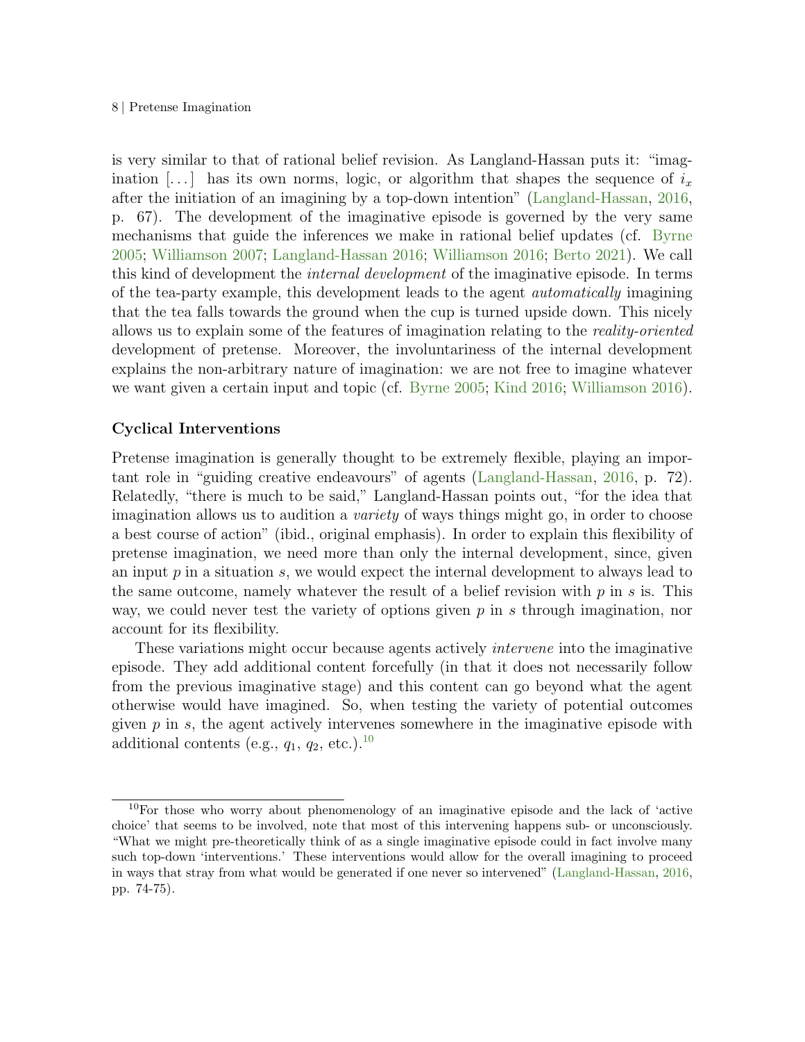is very similar to that of rational belief revision. As Langland-Hassan puts it: "imagination [...] has its own norms, logic, or algorithm that shapes the sequence of $i_x$ after the initiation of an imagining by a top-down intention" (Langland-Hassan, 2016, p. 67). The development of the imaginative episode is governed by the very same mechanisms that guide the inferences we make in rational belief updates (cf. Byrne 2005; Williamson 2007; Langland-Hassan 2016; Williamson 2016; Berto 2021). We call this kind of development the *internal development* of the imaginative episode. In terms of the tea-party example, this development leads to the agent *automatically* imagining that the tea falls towards the ground when the cup is turned upside down. This nicely allows us to explain some of the features of imagination relating to the *reality-oriented* development of pretense. Moreover, the involuntariness of the internal development explains the non-arbitrary nature of imagination: we are not free to imagine whatever we want given a certain input and topic (cf. Byrne 2005; Kind 2016; Williamson 2016).

### Cyclical Interventions

Pretense imagination is generally thought to be extremely flexible, playing an important role in "guiding creative endeavours" of agents (Langland-Hassan, 2016, p. 72). Relatedly, "there is much to be said," Langland-Hassan points out, "for the idea that imagination allows us to audition a *variety* of ways things might go, in order to choose a best course of action" (ibid., original emphasis). In order to explain this flexibility of pretense imagination, we need more than only the internal development, since, given an input $p$ in a situation $s$, we would expect the internal development to always lead to the same outcome, namely whatever the result of a belief revision with $p$ in $s$ is. This way, we could never test the variety of options given $p$ in $s$ through imagination, nor account for its flexibility.

These variations might occur because agents actively *intervene* into the imaginative episode. They add additional content forcefully (in that it does not necessarily follow from the previous imaginative stage) and this content can go beyond what the agent otherwise would have imagined. So, when testing the variety of potential outcomes given $p$ in $s$, the agent actively intervenes somewhere in the imaginative episode with additional contents (e.g., $q_1$, $q_2$, etc.).[10]

[10] For those who worry about phenomenology of an imaginative episode and the lack of 'active choice' that seems to be involved, note that most of this intervening happens sub- or unconsciously. "What we might pre-theoretically think of as a single imaginative episode could in fact involve many such top-down 'interventions.' These interventions would allow for the overall imagining to proceed in ways that stray from what would be generated if one never so intervened" (Langland-Hassan, 2016, pp. 74-75).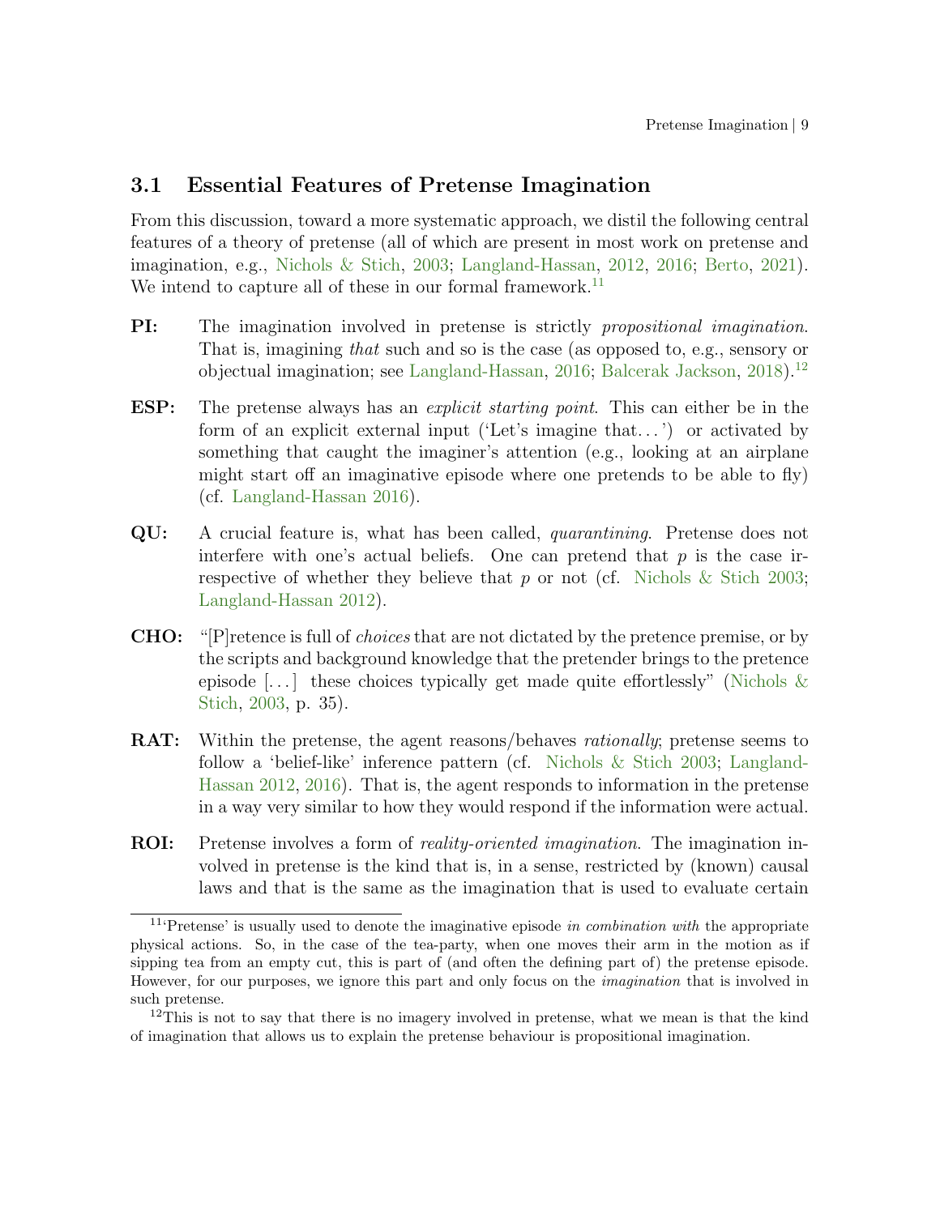### 3.1 Essential Features of Pretense Imagination

From this discussion, toward a more systematic approach, we distil the following central features of a theory of pretense (all of which are present in most work on pretense and imagination, e.g., Nichols & Stich, 2003; Langland-Hassan, 2012, 2016; Berto, 2021). We intend to capture all of these in our formal framework.[11]

**PI:** The imagination involved in pretense is strictly *propositional imagination*. That is, imagining *that* such and so is the case (as opposed to, e.g., sensory or objectual imagination; see Langland-Hassan, 2016; Balcerak Jackson, 2018).[12]

**ESP:** The pretense always has an *explicit starting point*. This can either be in the form of an explicit external input ('Let's imagine that...') or activated by something that caught the imaginer's attention (e.g., looking at an airplane might start off an imaginative episode where one pretends to be able to fly) (cf. Langland-Hassan 2016).

**QU:** A crucial feature is, what has been called, *quarantining*. Pretense does not interfere with one's actual beliefs. One can pretend that $p$ is the case irrespective of whether they believe that $p$ or not (cf. Nichols & Stich 2003; Langland-Hassan 2012).

**CHO:** "[P]retence is full of *choices* that are not dictated by the pretence premise, or by the scripts and background knowledge that the pretender brings to the pretence episode [...] these choices typically get made quite effortlessly" (Nichols & Stich, 2003, p. 35).

**RAT:** Within the pretense, the agent reasons/behaves *rationally*; pretense seems to follow a 'belief-like' inference pattern (cf. Nichols & Stich 2003; Langland-Hassan 2012, 2016). That is, the agent responds to information in the pretense in a way very similar to how they would respond if the information were actual.

**ROI:** Pretense involves a form of *reality-oriented imagination*. The imagination involved in pretense is the kind that is, in a sense, restricted by (known) causal laws and that is the same as the imagination that is used to evaluate certain

[11] 'Pretense' is usually used to denote the imaginative episode *in combination with* the appropriate physical actions. So, in the case of the tea-party, when one moves their arm in the motion as if sipping tea from an empty cut, this is part of (and often the defining part of) the pretense episode. However, for our purposes, we ignore this part and only focus on the *imagination* that is involved in such pretense.

[12] This is not to say that there is no imagery involved in pretense, what we mean is that the kind of imagination that allows us to explain the pretense behaviour is propositional imagination.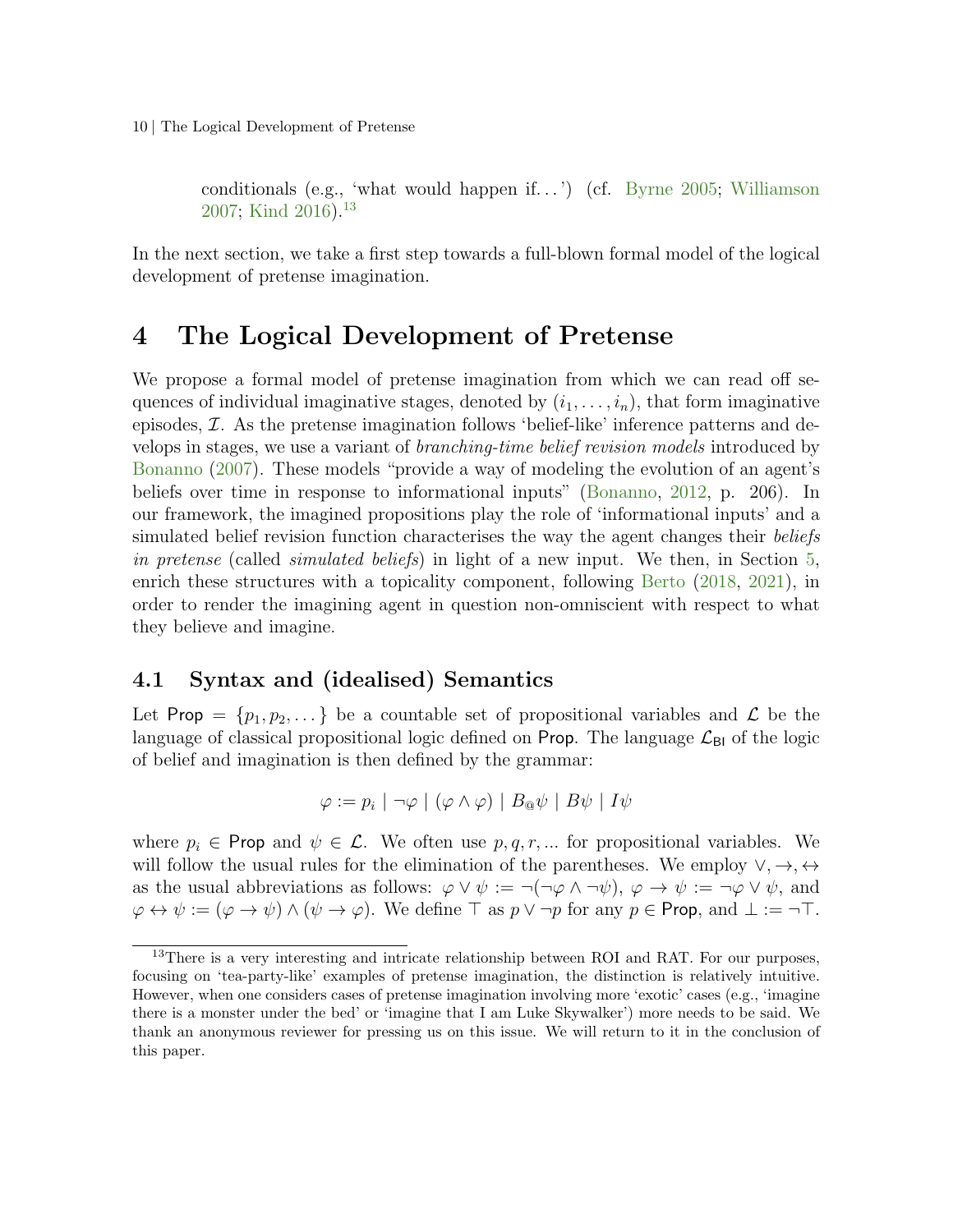conditionals (e.g., 'what would happen if...') (cf. Byrne 2005; Williamson 2007; Kind 2016).[13]

In the next section, we take a first step towards a full-blown formal model of the logical development of pretense imagination.

# 4 The Logical Development of Pretense

We propose a formal model of pretense imagination from which we can read off sequences of individual imaginative stages, denoted by $(i_1, \ldots, i_n)$, that form imaginative episodes, $\mathcal{I}$. As the pretense imagination follows 'belief-like' inference patterns and develops in stages, we use a variant of *branching-time belief revision models* introduced by Bonanno (2007). These models "provide a way of modeling the evolution of an agent's beliefs over time in response to informational inputs" (Bonanno, 2012, p. 206). In our framework, the imagined propositions play the role of 'informational inputs' and a simulated belief revision function characterises the way the agent changes their *beliefs in pretense* (called *simulated beliefs*) in light of a new input. We then, in Section 5, enrich these structures with a topicality component, following Berto (2018, 2021), in order to render the imagining agent in question non-omniscient with respect to what they believe and imagine.

## 4.1 Syntax and (idealised) Semantics

Let $\mathsf{Prop} = \{p_1, p_2, \ldots\}$ be a countable set of propositional variables and $\mathcal{L}$ be the language of classical propositional logic defined on $\mathsf{Prop}$. The language $\mathcal{L}_{\mathsf{BI}}$ of the logic of belief and imagination is then defined by the grammar:

$$\varphi := p_i \mid \neg\varphi \mid (\varphi \wedge \varphi) \mid B_{@}\psi \mid B\psi \mid I\psi$$

where $p_i \in \mathsf{Prop}$ and $\psi \in \mathcal{L}$. We often use $p, q, r, \ldots$ for propositional variables. We will follow the usual rules for the elimination of the parentheses. We employ $\vee, \rightarrow, \leftrightarrow$ as the usual abbreviations as follows: $\varphi \vee \psi := \neg(\neg\varphi \wedge \neg\psi)$, $\varphi \rightarrow \psi := \neg\varphi \vee \psi$, and $\varphi \leftrightarrow \psi := (\varphi \rightarrow \psi) \wedge (\psi \rightarrow \varphi)$. We define $\top$ as $p \vee \neg p$ for any $p \in \mathsf{Prop}$, and $\bot := \neg\top$.

[13] There is a very interesting and intricate relationship between ROI and RAT. For our purposes, focusing on 'tea-party-like' examples of pretense imagination, the distinction is relatively intuitive. However, when one considers cases of pretense imagination involving more 'exotic' cases (e.g., 'imagine there is a monster under the bed' or 'imagine that I am Luke Skywalker') more needs to be said. We thank an anonymous reviewer for pressing us on this issue. We will return to it in the conclusion of this paper.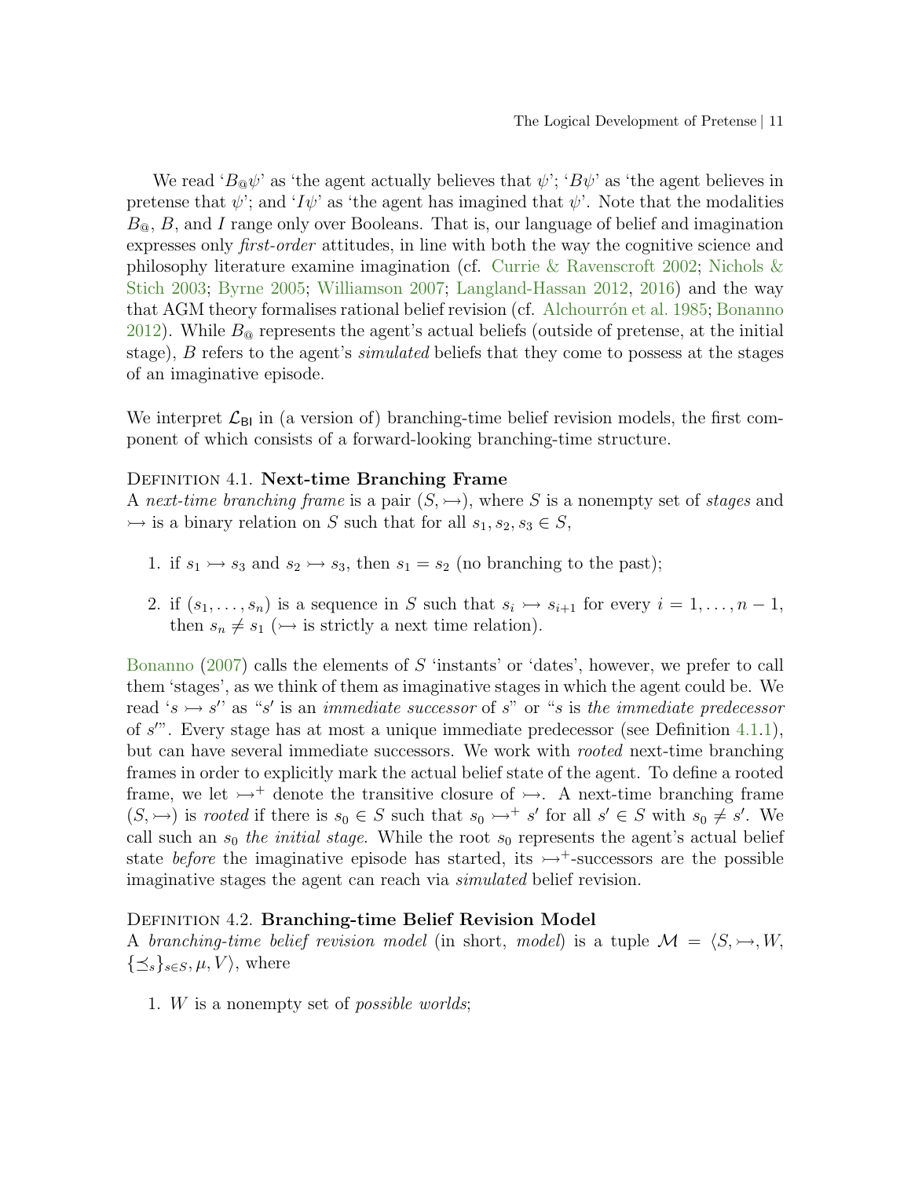We read '$B_{@}\psi$' as 'the agent actually believes that $\psi$'; '$B\psi$' as 'the agent believes in pretense that $\psi$'; and '$I\psi$' as 'the agent has imagined that $\psi$'. Note that the modalities $B_{@}$, $B$, and $I$ range only over Booleans. That is, our language of belief and imagination expresses only *first-order* attitudes, in line with both the way the cognitive science and philosophy literature examine imagination (cf. Currie & Ravenscroft 2002; Nichols & Stich 2003; Byrne 2005; Williamson 2007; Langland-Hassan 2012, 2016) and the way that AGM theory formalises rational belief revision (cf. Alchourrón et al. 1985; Bonanno 2012). While $B_{@}$ represents the agent's actual beliefs (outside of pretense, at the initial stage), $B$ refers to the agent's *simulated* beliefs that they come to possess at the stages of an imaginative episode.

We interpret $\mathcal{L}_{\mathsf{BI}}$ in (a version of) branching-time belief revision models, the first component of which consists of a forward-looking branching-time structure.

**Definition 4.1. Next-time Branching Frame**
A *next-time branching frame* is a pair $(S, \rightarrowtail)$, where $S$ is a nonempty set of *stages* and $\rightarrowtail$ is a binary relation on $S$ such that for all $s_1, s_2, s_3 \in S$,

1. if $s_1 \rightarrowtail s_3$ and $s_2 \rightarrowtail s_3$, then $s_1 = s_2$ (no branching to the past);
2. if $(s_1, \ldots, s_n)$ is a sequence in $S$ such that $s_i \rightarrowtail s_{i+1}$ for every $i = 1, \ldots, n-1$, then $s_n \neq s_1$ ($\rightarrowtail$ is strictly a next time relation).

Bonanno (2007) calls the elements of $S$ 'instants' or 'dates', however, we prefer to call them 'stages', as we think of them as imaginative stages in which the agent could be. We read '$s \rightarrowtail s'$' as "$s'$ is an *immediate successor* of $s$" or "$s$ is *the immediate predecessor* of $s'$". Every stage has at most a unique immediate predecessor (see Definition 4.1.1), but can have several immediate successors. We work with *rooted* next-time branching frames in order to explicitly mark the actual belief state of the agent. To define a rooted frame, we let $\rightarrowtail^{+}$ denote the transitive closure of $\rightarrowtail$. A next-time branching frame $(S, \rightarrowtail)$ is *rooted* if there is $s_0 \in S$ such that $s_0 \rightarrowtail^{+} s'$ for all $s' \in S$ with $s_0 \neq s'$. We call such an $s_0$ *the initial stage*. While the root $s_0$ represents the agent's actual belief state *before* the imaginative episode has started, its $\rightarrowtail^{+}$-successors are the possible imaginative stages the agent can reach via *simulated* belief revision.

**Definition 4.2. Branching-time Belief Revision Model**
A *branching-time belief revision model* (in short, *model*) is a tuple $\mathcal{M} = \langle S, \rightarrowtail, W, \{\preceq_s\}_{s \in S}, \mu, V \rangle$, where

1. $W$ is a nonempty set of *possible worlds*;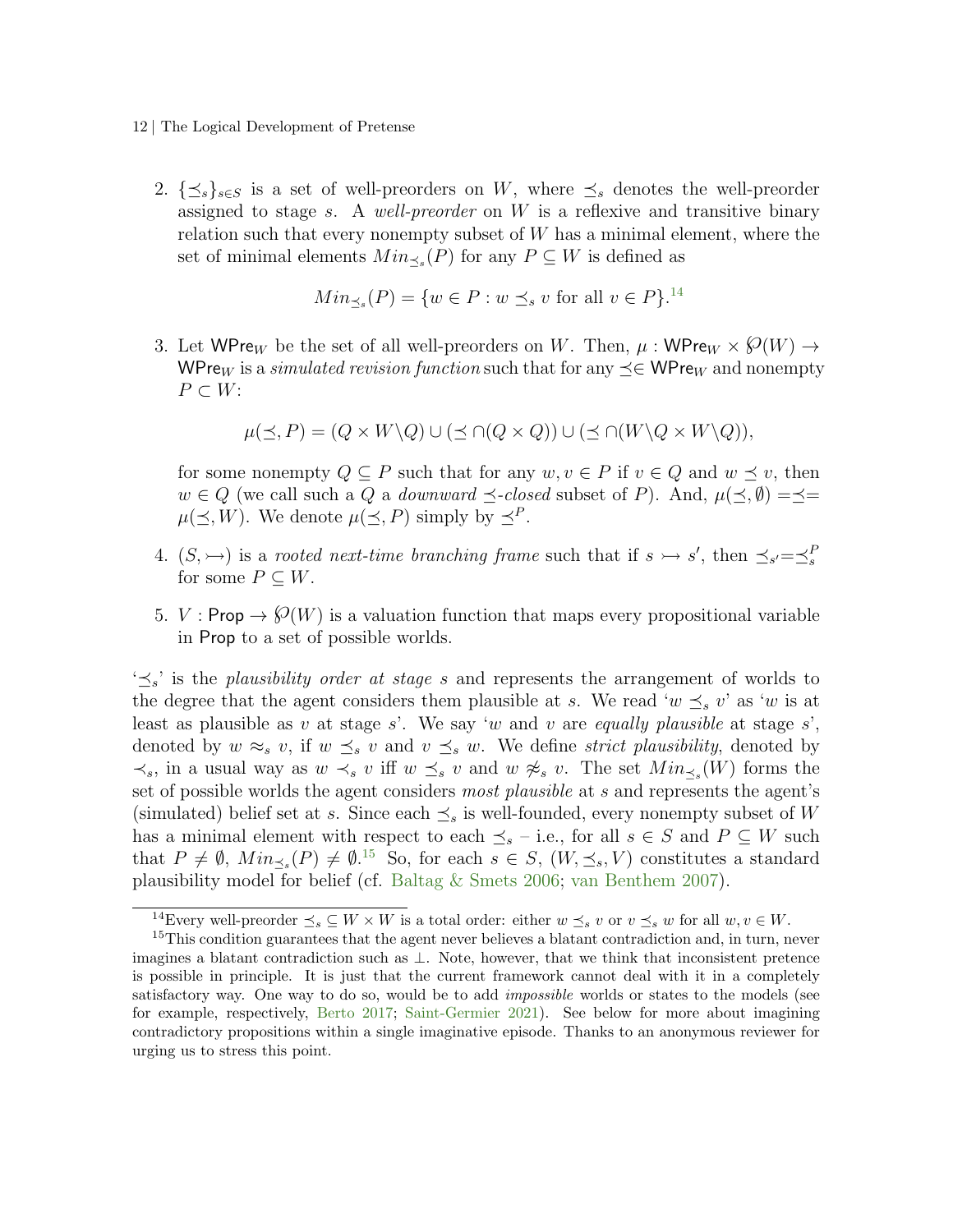2. $\{\preceq_s\}_{s \in S}$ is a set of well-preorders on $W$, where $\preceq_s$ denotes the well-preorder assigned to stage $s$. A *well-preorder* on $W$ is a reflexive and transitive binary relation such that every nonempty subset of $W$ has a minimal element, where the set of minimal elements $Min_{\preceq_s}(P)$ for any $P \subseteq W$ is defined as

$$Min_{\preceq_s}(P) = \{w \in P : w \preceq_s v \text{ for all } v \in P\}.^{14}$$

3. Let $\mathsf{WPre}_W$ be the set of all well-preorders on $W$. Then, $\mu : \mathsf{WPre}_W \times \wp(W) \to \mathsf{WPre}_W$ is a *simulated revision function* such that for any $\preceq \in \mathsf{WPre}_W$ and nonempty $P \subset W$:

$$\mu(\preceq, P) = (Q \times W \backslash Q) \cup (\preceq \cap (Q \times Q)) \cup (\preceq \cap (W \backslash Q \times W \backslash Q)),$$

for some nonempty $Q \subseteq P$ such that for any $w, v \in P$ if $v \in Q$ and $w \preceq v$, then $w \in Q$ (we call such a $Q$ a *downward $\preceq$-closed* subset of $P$). And, $\mu(\preceq, \emptyset) = \preceq = \mu(\preceq, W)$. We denote $\mu(\preceq, P)$ simply by $\preceq^P$.

4. $(S, \rightarrowtail)$ is a *rooted next-time branching frame* such that if $s \rightarrowtail s'$, then $\preceq_{s'} = \preceq_s^P$ for some $P \subseteq W$.

5. $V : \mathsf{Prop} \to \wp(W)$ is a valuation function that maps every propositional variable in $\mathsf{Prop}$ to a set of possible worlds.

'$\preceq_s$' is the *plausibility order at stage s* and represents the arrangement of worlds to the degree that the agent considers them plausible at $s$. We read '$w \preceq_s v$' as '$w$ is at least as plausible as $v$ at stage $s$'. We say '$w$ and $v$ are *equally plausible* at stage $s$', denoted by $w \approx_s v$, if $w \preceq_s v$ and $v \preceq_s w$. We define *strict plausibility*, denoted by $\prec_s$, in a usual way as $w \prec_s v$ iff $w \preceq_s v$ and $w \not\approx_s v$. The set $Min_{\preceq_s}(W)$ forms the set of possible worlds the agent considers *most plausible* at $s$ and represents the agent's (simulated) belief set at $s$. Since each $\preceq_s$ is well-founded, every nonempty subset of $W$ has a minimal element with respect to each $\preceq_s$ – i.e., for all $s \in S$ and $P \subseteq W$ such that $P \neq \emptyset$, $Min_{\preceq_s}(P) \neq \emptyset$.[15] So, for each $s \in S$, $(W, \preceq_s, V)$ constitutes a standard plausibility model for belief (cf. Baltag & Smets 2006; van Benthem 2007).

[14] Every well-preorder $\preceq_s \subseteq W \times W$ is a total order: either $w \preceq_s v$ or $v \preceq_s w$ for all $w, v \in W$.

[15] This condition guarantees that the agent never believes a blatant contradiction and, in turn, never imagines a blatant contradiction such as $\bot$. Note, however, that we think that inconsistent pretence is possible in principle. It is just that the current framework cannot deal with it in a completely satisfactory way. One way to do so, would be to add *impossible* worlds or states to the models (see for example, respectively, Berto 2017; Saint-Germier 2021). See below for more about imagining contradictory propositions within a single imaginative episode. Thanks to an anonymous reviewer for urging us to stress this point.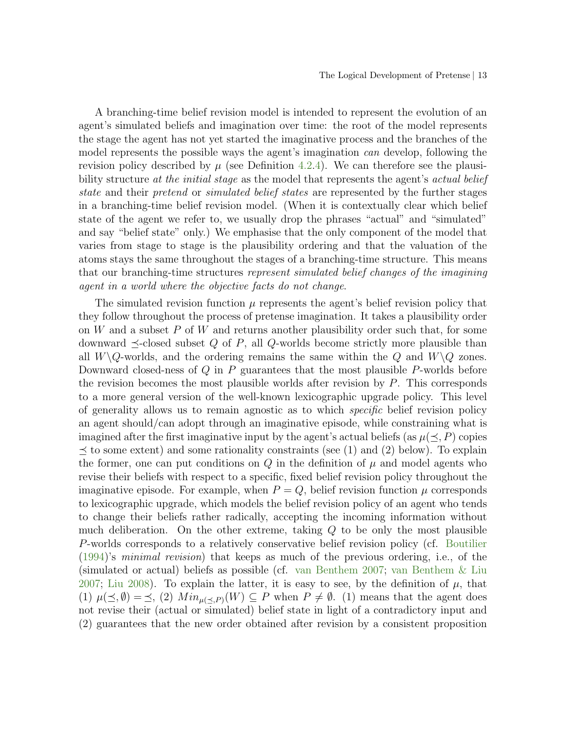A branching-time belief revision model is intended to represent the evolution of an agent's simulated beliefs and imagination over time: the root of the model represents the stage the agent has not yet started the imaginative process and the branches of the model represents the possible ways the agent's imagination *can* develop, following the revision policy described by $\mu$ (see Definition 4.2.4). We can therefore see the plausibility structure *at the initial stage* as the model that represents the agent's *actual belief state* and their *pretend* or *simulated belief states* are represented by the further stages in a branching-time belief revision model. (When it is contextually clear which belief state of the agent we refer to, we usually drop the phrases "actual" and "simulated" and say "belief state" only.) We emphasise that the only component of the model that varies from stage to stage is the plausibility ordering and that the valuation of the atoms stays the same throughout the stages of a branching-time structure. This means that our branching-time structures *represent simulated belief changes of the imagining agent in a world where the objective facts do not change*.

The simulated revision function $\mu$ represents the agent's belief revision policy that they follow throughout the process of pretense imagination. It takes a plausibility order on $W$ and a subset $P$ of $W$ and returns another plausibility order such that, for some downward $\preceq$-closed subset $Q$ of $P$, all $Q$-worlds become strictly more plausible than all $W\backslash Q$-worlds, and the ordering remains the same within the $Q$ and $W\backslash Q$ zones. Downward closed-ness of $Q$ in $P$ guarantees that the most plausible $P$-worlds before the revision becomes the most plausible worlds after revision by $P$. This corresponds to a more general version of the well-known lexicographic upgrade policy. This level of generality allows us to remain agnostic as to which *specific* belief revision policy an agent should/can adopt through an imaginative episode, while constraining what is imagined after the first imaginative input by the agent's actual beliefs (as $\mu(\preceq, P)$ copies $\preceq$ to some extent) and some rationality constraints (see (1) and (2) below). To explain the former, one can put conditions on $Q$ in the definition of $\mu$ and model agents who revise their beliefs with respect to a specific, fixed belief revision policy throughout the imaginative episode. For example, when $P = Q$, belief revision function $\mu$ corresponds to lexicographic upgrade, which models the belief revision policy of an agent who tends to change their beliefs rather radically, accepting the incoming information without much deliberation. On the other extreme, taking $Q$ to be only the most plausible $P$-worlds corresponds to a relatively conservative belief revision policy (cf. Boutilier (1994)'s *minimal revision*) that keeps as much of the previous ordering, i.e., of the (simulated or actual) beliefs as possible (cf. van Benthem 2007; van Benthem & Liu 2007; Liu 2008). To explain the latter, it is easy to see, by the definition of $\mu$, that (1) $\mu(\preceq, \emptyset) = \preceq$, (2) $Min_{\mu(\preceq,P)}(W) \subseteq P$ when $P \neq \emptyset$. (1) means that the agent does not revise their (actual or simulated) belief state in light of a contradictory input and (2) guarantees that the new order obtained after revision by a consistent proposition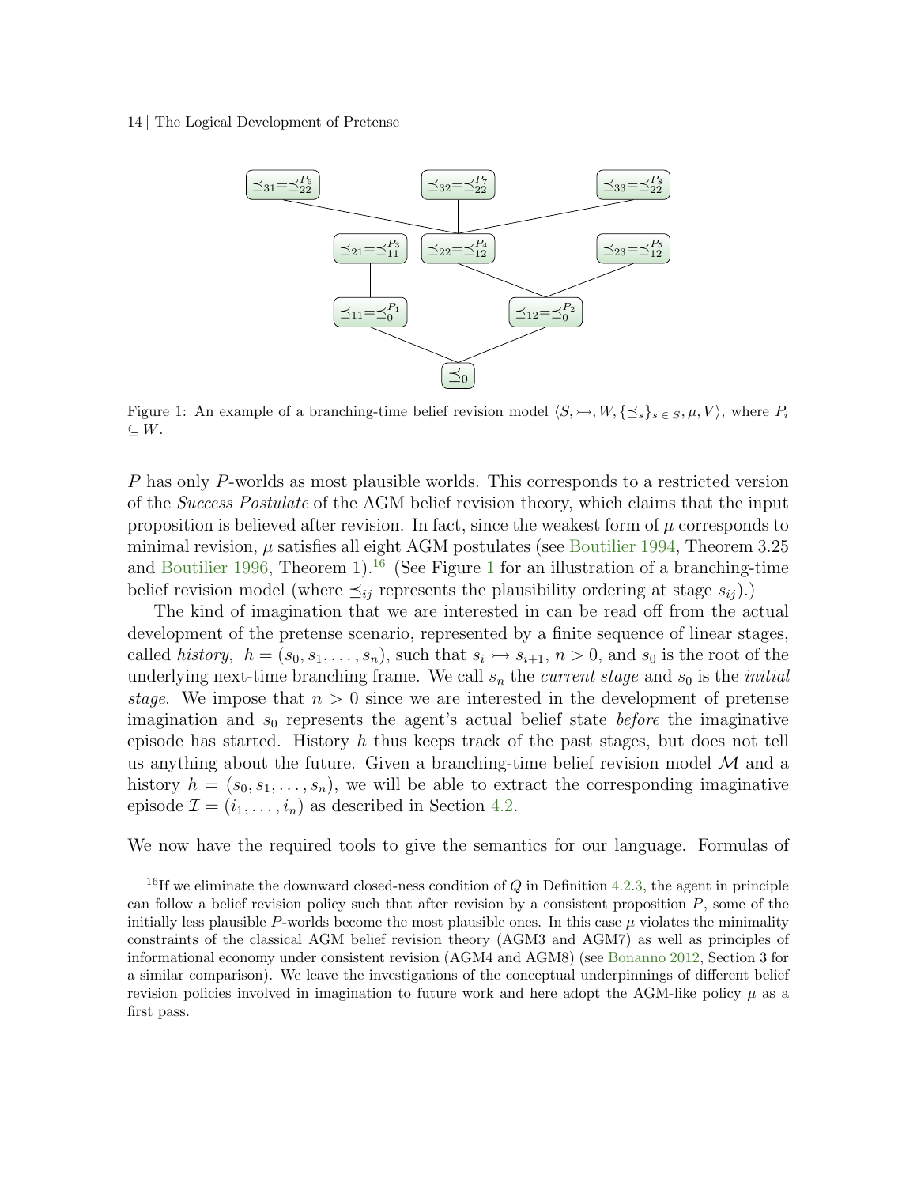Figure 1: An example of a branching-time belief revision model $\langle S, \rightarrowtail, W, \{\preceq_s\}_{s \in S}, \mu, V\rangle$, where $P_i \subseteq W$.

$P$ has only $P$-worlds as most plausible worlds. This corresponds to a restricted version of the *Success Postulate* of the AGM belief revision theory, which claims that the input proposition is believed after revision. In fact, since the weakest form of $\mu$ corresponds to minimal revision, $\mu$ satisfies all eight AGM postulates (see Boutilier 1994, Theorem 3.25 and Boutilier 1996, Theorem 1).[16] (See Figure 1 for an illustration of a branching-time belief revision model (where $\preceq_{ij}$ represents the plausibility ordering at stage $s_{ij}$).)

The kind of imagination that we are interested in can be read off from the actual development of the pretense scenario, represented by a finite sequence of linear stages, called *history*, $h = (s_0, s_1, \ldots, s_n)$, such that $s_i \rightarrowtail s_{i+1}$, $n > 0$, and $s_0$ is the root of the underlying next-time branching frame. We call $s_n$ the *current stage* and $s_0$ is the *initial stage*. We impose that $n > 0$ since we are interested in the development of pretense imagination and $s_0$ represents the agent's actual belief state *before* the imaginative episode has started. History $h$ thus keeps track of the past stages, but does not tell us anything about the future. Given a branching-time belief revision model $\mathcal{M}$ and a history $h = (s_0, s_1, \ldots, s_n)$, we will be able to extract the corresponding imaginative episode $\mathcal{I} = (i_1, \ldots, i_n)$ as described in Section 4.2.

We now have the required tools to give the semantics for our language. Formulas of

[16] If we eliminate the downward closed-ness condition of $Q$ in Definition 4.2.3, the agent in principle can follow a belief revision policy such that after revision by a consistent proposition $P$, some of the initially less plausible $P$-worlds become the most plausible ones. In this case $\mu$ violates the minimality constraints of the classical AGM belief revision theory (AGM3 and AGM7) as well as principles of informational economy under consistent revision (AGM4 and AGM8) (see Bonanno 2012, Section 3 for a similar comparison). We leave the investigations of the conceptual underpinnings of different belief revision policies involved in imagination to future work and here adopt the AGM-like policy $\mu$ as a first pass.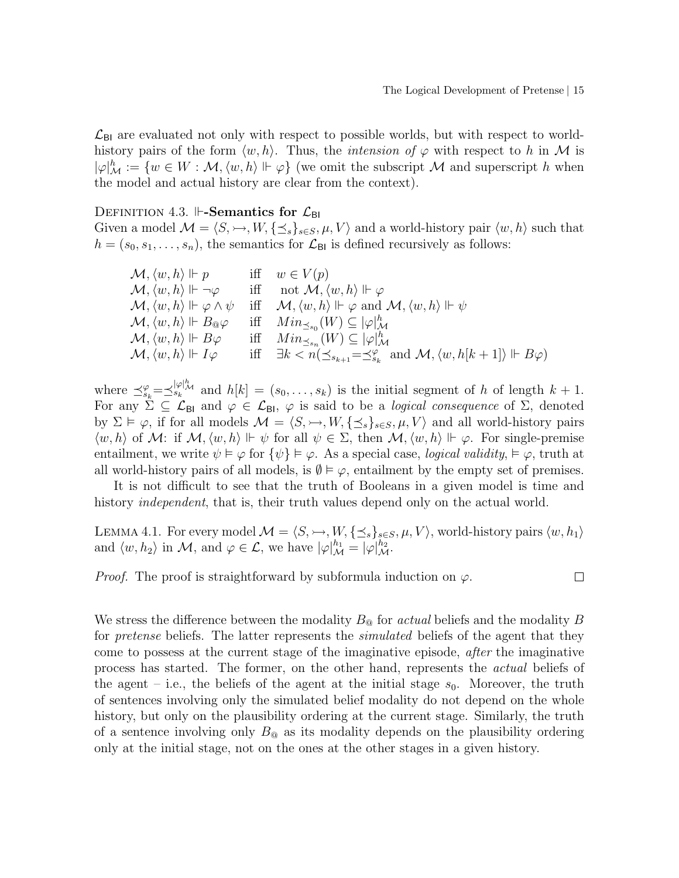$\mathcal{L}_{\mathsf{BI}}$ are evaluated not only with respect to possible worlds, but with respect to world-history pairs of the form $\langle w, h\rangle$. Thus, the *intension of* $\varphi$ with respect to $h$ in $\mathcal{M}$ is $|\varphi|^h_{\mathcal{M}} := \{w \in W : \mathcal{M}, \langle w, h\rangle \Vdash \varphi\}$ (we omit the subscript $\mathcal{M}$ and superscript $h$ when the model and actual history are clear from the context).

Definition 4.3. **$\Vdash$-Semantics for $\mathcal{L}_{\mathsf{BI}}$**
Given a model $\mathcal{M} = \langle S, \rightarrowtail, W, \{\preceq_s\}_{s\in S}, \mu, V\rangle$ and a world-history pair $\langle w, h\rangle$ such that $h = (s_0, s_1, \ldots, s_n)$, the semantics for $\mathcal{L}_{\mathsf{BI}}$ is defined recursively as follows:

$$
\begin{array}{lll}
\mathcal{M}, \langle w, h\rangle \Vdash p & \text{iff} & w \in V(p)\\
\mathcal{M}, \langle w, h\rangle \Vdash \neg\varphi & \text{iff} & \text{not } \mathcal{M}, \langle w, h\rangle \Vdash \varphi\\
\mathcal{M}, \langle w, h\rangle \Vdash \varphi \wedge \psi & \text{iff} & \mathcal{M}, \langle w, h\rangle \Vdash \varphi \text{ and } \mathcal{M}, \langle w, h\rangle \Vdash \psi\\
\mathcal{M}, \langle w, h\rangle \Vdash B_{@}\varphi & \text{iff} & Min_{\preceq_{s_0}}(W) \subseteq |\varphi|^h_{\mathcal{M}}\\
\mathcal{M}, \langle w, h\rangle \Vdash B\varphi & \text{iff} & Min_{\preceq_{s_n}}(W) \subseteq |\varphi|^h_{\mathcal{M}}\\
\mathcal{M}, \langle w, h\rangle \Vdash I\varphi & \text{iff} & \exists k < n(\preceq_{s_{k+1}} = \preceq^{\varphi}_{s_k} \text{ and } \mathcal{M}, \langle w, h[k+1]\rangle \Vdash B\varphi)
\end{array}
$$

where $\preceq^{\varphi}_{s_k} = \preceq^{|\varphi|^h_{\mathcal{M}}}_{s_k}$ and $h[k] = (s_0, \ldots, s_k)$ is the initial segment of $h$ of length $k+1$. For any $\Sigma \subseteq \mathcal{L}_{\mathsf{BI}}$ and $\varphi \in \mathcal{L}_{\mathsf{BI}}$, $\varphi$ is said to be a *logical consequence* of $\Sigma$, denoted by $\Sigma \vDash \varphi$, if for all models $\mathcal{M} = \langle S, \rightarrowtail, W, \{\preceq_s\}_{s\in S}, \mu, V\rangle$ and all world-history pairs $\langle w, h\rangle$ of $\mathcal{M}$: if $\mathcal{M}, \langle w, h\rangle \Vdash \psi$ for all $\psi \in \Sigma$, then $\mathcal{M}, \langle w, h\rangle \Vdash \varphi$. For single-premise entailment, we write $\psi \vDash \varphi$ for $\{\psi\} \vDash \varphi$. As a special case, *logical validity*, $\vDash \varphi$, truth at all world-history pairs of all models, is $\emptyset \vDash \varphi$, entailment by the empty set of premises.

It is not difficult to see that the truth of Booleans in a given model is time and history *independent*, that is, their truth values depend only on the actual world.

Lemma 4.1. For every model $\mathcal{M} = \langle S, \rightarrowtail, W, \{\preceq_s\}_{s\in S}, \mu, V\rangle$, world-history pairs $\langle w, h_1\rangle$ and $\langle w, h_2\rangle$ in $\mathcal{M}$, and $\varphi \in \mathcal{L}$, we have $|\varphi|^{h_1}_{\mathcal{M}} = |\varphi|^{h_2}_{\mathcal{M}}$.

*Proof.* The proof is straightforward by subformula induction on $\varphi$. □

We stress the difference between the modality $B_{@}$ for *actual* beliefs and the modality $B$ for *pretense* beliefs. The latter represents the *simulated* beliefs of the agent that they come to possess at the current stage of the imaginative episode, *after* the imaginative process has started. The former, on the other hand, represents the *actual* beliefs of the agent – i.e., the beliefs of the agent at the initial stage $s_0$. Moreover, the truth of sentences involving only the simulated belief modality do not depend on the whole history, but only on the plausibility ordering at the current stage. Similarly, the truth of a sentence involving only $B_{@}$ as its modality depends on the plausibility ordering only at the initial stage, not on the ones at the other stages in a given history.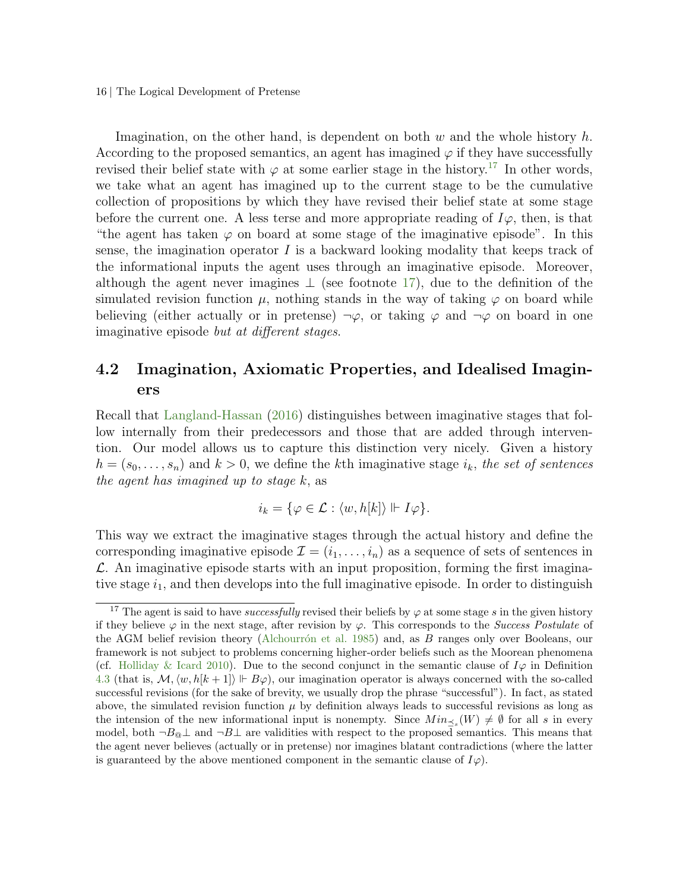Imagination, on the other hand, is dependent on both $w$ and the whole history $h$. According to the proposed semantics, an agent has imagined $\varphi$ if they have successfully revised their belief state with $\varphi$ at some earlier stage in the history.[17] In other words, we take what an agent has imagined up to the current stage to be the cumulative collection of propositions by which they have revised their belief state at some stage before the current one. A less terse and more appropriate reading of $I\varphi$, then, is that "the agent has taken $\varphi$ on board at some stage of the imaginative episode". In this sense, the imagination operator $I$ is a backward looking modality that keeps track of the informational inputs the agent uses through an imaginative episode. Moreover, although the agent never imagines $\bot$ (see footnote 17), due to the definition of the simulated revision function $\mu$, nothing stands in the way of taking $\varphi$ on board while believing (either actually or in pretense) $\neg\varphi$, or taking $\varphi$ and $\neg\varphi$ on board in one imaginative episode *but at different stages*.

## 4.2 Imagination, Axiomatic Properties, and Idealised Imaginers

Recall that Langland-Hassan (2016) distinguishes between imaginative stages that follow internally from their predecessors and those that are added through intervention. Our model allows us to capture this distinction very nicely. Given a history $h = (s_0, \ldots, s_n)$ and $k > 0$, we define the $k$th imaginative stage $i_k$, *the set of sentences the agent has imagined up to stage* $k$, as

$$i_k = \{\varphi \in \mathcal{L} : \langle w, h[k]\rangle \Vdash I\varphi\}.$$

This way we extract the imaginative stages through the actual history and define the corresponding imaginative episode $\mathcal{I} = (i_1, \ldots, i_n)$ as a sequence of sets of sentences in $\mathcal{L}$. An imaginative episode starts with an input proposition, forming the first imaginative stage $i_1$, and then develops into the full imaginative episode. In order to distinguish

[17] The agent is said to have *successfully* revised their beliefs by $\varphi$ at some stage $s$ in the given history if they believe $\varphi$ in the next stage, after revision by $\varphi$. This corresponds to the *Success Postulate* of the AGM belief revision theory (Alchourrón et al. 1985) and, as $B$ ranges only over Booleans, our framework is not subject to problems concerning higher-order beliefs such as the Moorean phenomena (cf. Holliday & Icard 2010). Due to the second conjunct in the semantic clause of $I\varphi$ in Definition 4.3 (that is, $\mathcal{M}, \langle w, h[k+1]\rangle \Vdash B\varphi$), our imagination operator is always concerned with the so-called successful revisions (for the sake of brevity, we usually drop the phrase "successful"). In fact, as stated above, the simulated revision function $\mu$ by definition always leads to successful revisions as long as the intension of the new informational input is nonempty. Since $Min_{\preceq_s}(W) \neq \emptyset$ for all $s$ in every model, both $\neg B_@\bot$ and $\neg B\bot$ are validities with respect to the proposed semantics. This means that the agent never believes (actually or in pretense) nor imagines blatant contradictions (where the latter is guaranteed by the above mentioned component in the semantic clause of $I\varphi$).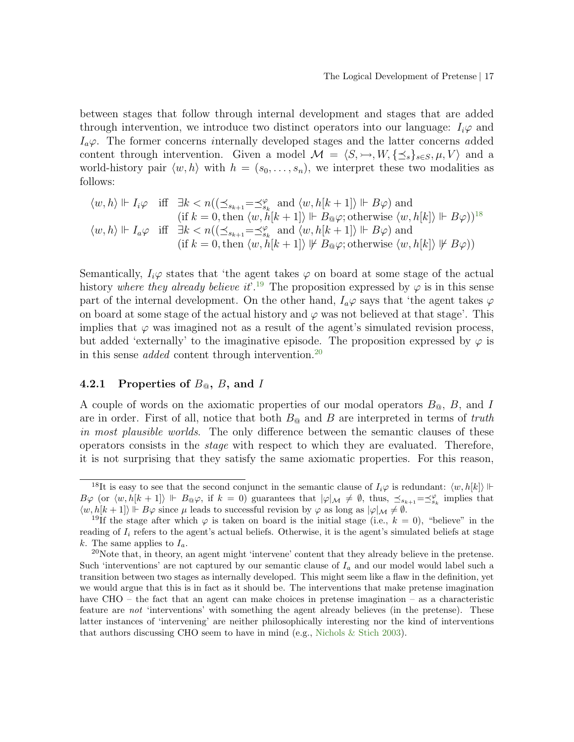between stages that follow through internal development and stages that are added through intervention, we introduce two distinct operators into our language: $I_i\varphi$ and $I_a\varphi$. The former concerns *i*nternally developed stages and the latter concerns *a*dded content through intervention. Given a model $\mathcal{M} = \langle S, \rightarrowtail, W, \{\preceq_s\}_{s\in S}, \mu, V\rangle$ and a world-history pair $\langle w, h\rangle$ with $h = (s_0, \ldots, s_n)$, we interpret these two modalities as follows:

$$
\begin{aligned}
\langle w, h\rangle \Vdash I_i\varphi \quad &\text{iff} \quad \exists k < n((\preceq_{s_{k+1}} = \preceq_{s_k}^{\varphi} \text{ and } \langle w, h[k+1]\rangle \Vdash B\varphi) \text{ and} \\
&\qquad (\text{if } k = 0, \text{then } \langle w, h[k+1]\rangle \Vdash B_{@}\varphi; \text{otherwise } \langle w, h[k]\rangle \Vdash B\varphi))^{18} \\
\langle w, h\rangle \Vdash I_a\varphi \quad &\text{iff} \quad \exists k < n((\preceq_{s_{k+1}} = \preceq_{s_k}^{\varphi} \text{ and } \langle w, h[k+1]\rangle \Vdash B\varphi) \text{ and} \\
&\qquad (\text{if } k = 0, \text{then } \langle w, h[k+1]\rangle \nVdash B_{@}\varphi; \text{otherwise } \langle w, h[k]\rangle \nVdash B\varphi))
\end{aligned}
$$

Semantically, $I_i\varphi$ states that 'the agent takes $\varphi$ on board at some stage of the actual history *where they already believe it*'.[19] The proposition expressed by $\varphi$ is in this sense part of the internal development. On the other hand, $I_a\varphi$ says that 'the agent takes $\varphi$ on board at some stage of the actual history and $\varphi$ was not believed at that stage'. This implies that $\varphi$ was imagined not as a result of the agent's simulated revision process, but added 'externally' to the imaginative episode. The proposition expressed by $\varphi$ is in this sense *added* content through intervention.[20]

### 4.2.1 Properties of $B_{@}$, $B$, and $I$

A couple of words on the axiomatic properties of our modal operators $B_{@}$, $B$, and $I$ are in order. First of all, notice that both $B_{@}$ and $B$ are interpreted in terms of *truth in most plausible worlds*. The only difference between the semantic clauses of these operators consists in the *stage* with respect to which they are evaluated. Therefore, it is not surprising that they satisfy the same axiomatic properties. For this reason,

---

[18] It is easy to see that the second conjunct in the semantic clause of $I_i\varphi$ is redundant: $\langle w, h[k]\rangle \Vdash B\varphi$ (or $\langle w, h[k+1]\rangle \Vdash B_{@}\varphi$, if $k = 0$) guarantees that $|\varphi|_{\mathcal{M}} \neq \emptyset$, thus, $\preceq_{s_{k+1}} = \preceq_{s_k}^{\varphi}$ implies that $\langle w, h[k+1]\rangle \Vdash B\varphi$ since $\mu$ leads to successful revision by $\varphi$ as long as $|\varphi|_{\mathcal{M}} \neq \emptyset$.

[19] If the stage after which $\varphi$ is taken on board is the initial stage (i.e., $k = 0$), "believe" in the reading of $I_i$ refers to the agent's actual beliefs. Otherwise, it is the agent's simulated beliefs at stage $k$. The same applies to $I_a$.

[20] Note that, in theory, an agent might 'intervene' content that they already believe in the pretense. Such 'interventions' are not captured by our semantic clause of $I_a$ and our model would label such a transition between two stages as internally developed. This might seem like a flaw in the definition, yet we would argue that this is in fact as it should be. The interventions that make pretense imagination have CHO – the fact that an agent can make choices in pretense imagination – as a characteristic feature are *not* 'interventions' with something the agent already believes (in the pretense). These latter instances of 'intervening' are neither philosophically interesting nor the kind of interventions that authors discussing CHO seem to have in mind (e.g., Nichols & Stich 2003).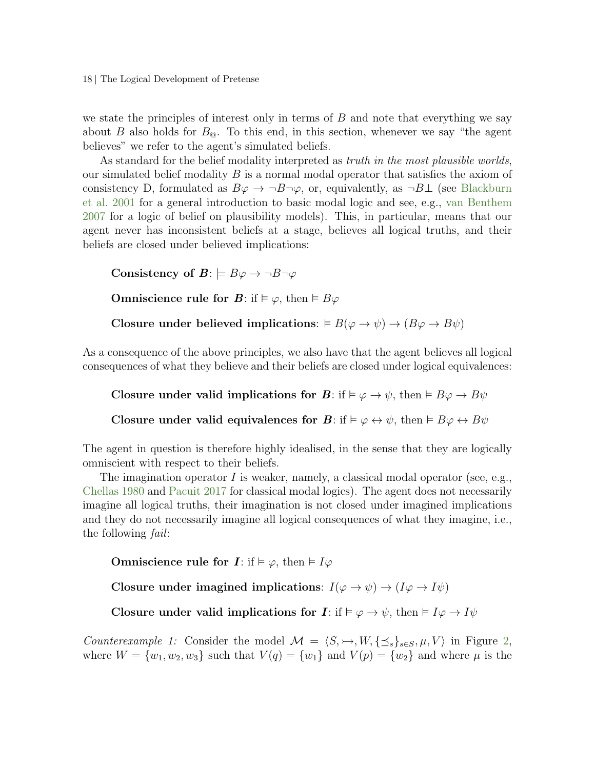we state the principles of interest only in terms of $B$ and note that everything we say about $B$ also holds for $B_{@}$. To this end, in this section, whenever we say "the agent believes" we refer to the agent's simulated beliefs.

As standard for the belief modality interpreted as *truth in the most plausible worlds*, our simulated belief modality $B$ is a normal modal operator that satisfies the axiom of consistency D, formulated as $B\varphi \rightarrow \neg B\neg\varphi$, or, equivalently, as $\neg B\bot$ (see Blackburn et al. 2001 for a general introduction to basic modal logic and see, e.g., van Benthem 2007 for a logic of belief on plausibility models). This, in particular, means that our agent never has inconsistent beliefs at a stage, believes all logical truths, and their beliefs are closed under believed implications:

> **Consistency of $B$**: $\models B\varphi \rightarrow \neg B\neg\varphi$
>
> **Omniscience rule for $B$**: if $\models \varphi$, then $\models B\varphi$
>
> **Closure under believed implications**: $\models B(\varphi \rightarrow \psi) \rightarrow (B\varphi \rightarrow B\psi)$

As a consequence of the above principles, we also have that the agent believes all logical consequences of what they believe and their beliefs are closed under logical equivalences:

> **Closure under valid implications for $B$**: if $\models \varphi \rightarrow \psi$, then $\models B\varphi \rightarrow B\psi$
>
> **Closure under valid equivalences for $B$**: if $\models \varphi \leftrightarrow \psi$, then $\models B\varphi \leftrightarrow B\psi$

The agent in question is therefore highly idealised, in the sense that they are logically omniscient with respect to their beliefs.

The imagination operator $I$ is weaker, namely, a classical modal operator (see, e.g., Chellas 1980 and Pacuit 2017 for classical modal logics). The agent does not necessarily imagine all logical truths, their imagination is not closed under imagined implications and they do not necessarily imagine all logical consequences of what they imagine, i.e., the following *fail*:

> **Omniscience rule for $I$**: if $\models \varphi$, then $\models I\varphi$
>
> **Closure under imagined implications**: $I(\varphi \rightarrow \psi) \rightarrow (I\varphi \rightarrow I\psi)$
>
> **Closure under valid implications for $I$**: if $\models \varphi \rightarrow \psi$, then $\models I\varphi \rightarrow I\psi$

*Counterexample 1:* Consider the model $\mathcal{M} = \langle S, \rightarrowtail, W, \{\preceq_s\}_{s\in S}, \mu, V\rangle$ in Figure 2, where $W = \{w_1, w_2, w_3\}$ such that $V(q) = \{w_1\}$ and $V(p) = \{w_2\}$ and where $\mu$ is the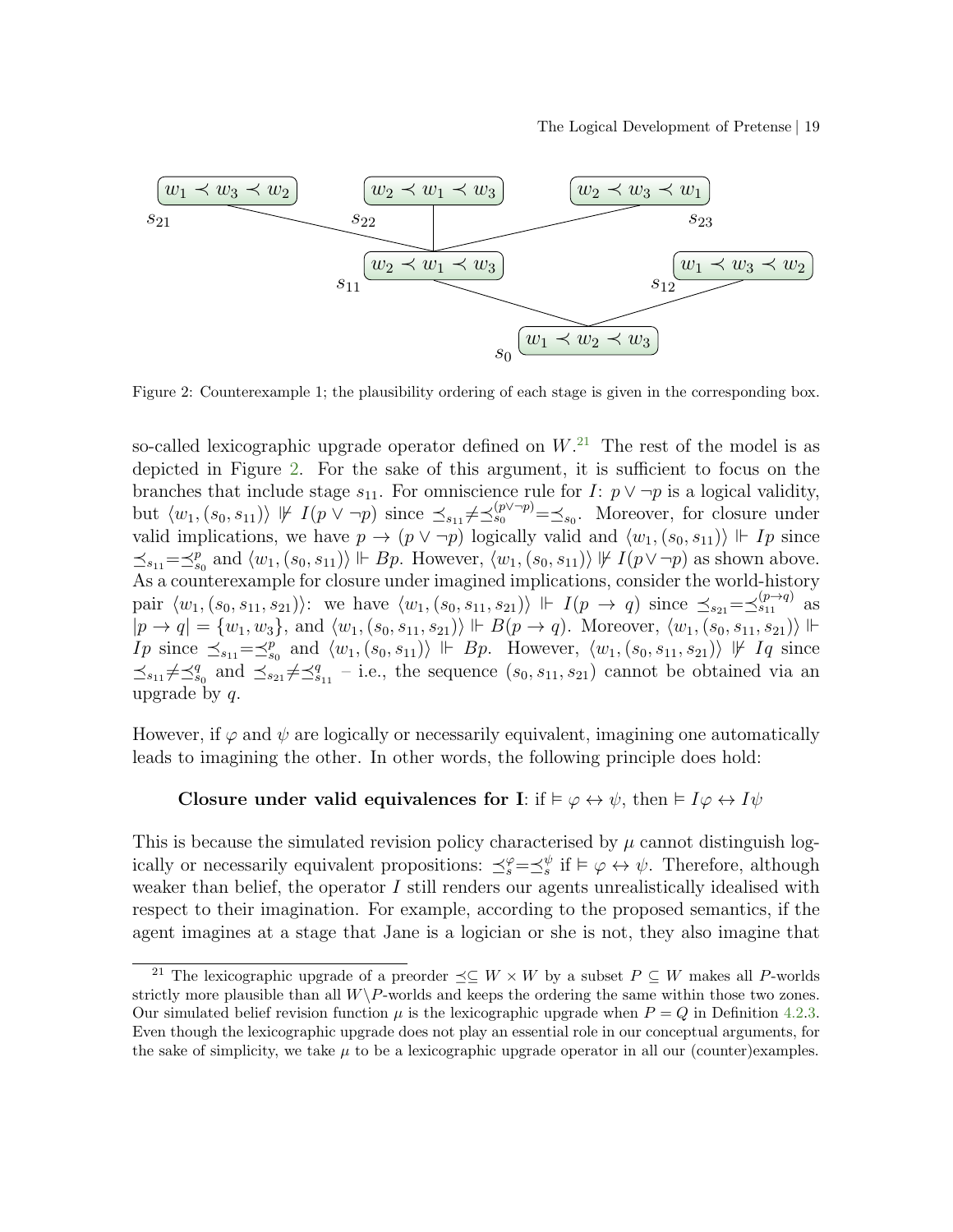Figure 2: Counterexample 1; the plausibility ordering of each stage is given in the corresponding box.

so-called lexicographic upgrade operator defined on $W$.[21] The rest of the model is as depicted in Figure 2. For the sake of this argument, it is sufficient to focus on the branches that include stage $s_{11}$. For omniscience rule for $I$: $p \vee \neg p$ is a logical validity, but $\langle w_1, (s_0, s_{11})\rangle \not\Vdash I(p \vee \neg p)$ since $\preceq_{s_{11}} \neq \preceq_{s_0}^{(p\vee\neg p)} = \preceq_{s_0}$. Moreover, for closure under valid implications, we have $p \to (p \vee \neg p)$ logically valid and $\langle w_1, (s_0, s_{11})\rangle \Vdash Ip$ since $\preceq_{s_{11}} = \preceq_{s_0}^{p}$ and $\langle w_1, (s_0, s_{11})\rangle \Vdash Bp$. However, $\langle w_1, (s_0, s_{11})\rangle \not\Vdash I(p \vee \neg p)$ as shown above. As a counterexample for closure under imagined implications, consider the world-history pair $\langle w_1, (s_0, s_{11}, s_{21})\rangle$: we have $\langle w_1, (s_0, s_{11}, s_{21})\rangle \Vdash I(p \to q)$ since $\preceq_{s_{21}} = \preceq_{s_{11}}^{(p\to q)}$ as $|p \to q| = \{w_1, w_3\}$, and $\langle w_1, (s_0, s_{11}, s_{21})\rangle \Vdash B(p \to q)$. Moreover, $\langle w_1, (s_0, s_{11}, s_{21})\rangle \Vdash Ip$ since $\preceq_{s_{11}} = \preceq_{s_0}^{p}$ and $\langle w_1, (s_0, s_{11})\rangle \Vdash Bp$. However, $\langle w_1, (s_0, s_{11}, s_{21})\rangle \not\Vdash Iq$ since $\preceq_{s_{11}} \neq \preceq_{s_0}^{q}$ and $\preceq_{s_{21}} \neq \preceq_{s_{11}}^{q}$ – i.e., the sequence $(s_0, s_{11}, s_{21})$ cannot be obtained via an upgrade by $q$.

However, if $\varphi$ and $\psi$ are logically or necessarily equivalent, imagining one automatically leads to imagining the other. In other words, the following principle does hold:

> **Closure under valid equivalences for I**: if $\vDash \varphi \leftrightarrow \psi$, then $\vDash I\varphi \leftrightarrow I\psi$

This is because the simulated revision policy characterised by $\mu$ cannot distinguish logically or necessarily equivalent propositions: $\preceq_s^{\varphi} = \preceq_s^{\psi}$ if $\vDash \varphi \leftrightarrow \psi$. Therefore, although weaker than belief, the operator $I$ still renders our agents unrealistically idealised with respect to their imagination. For example, according to the proposed semantics, if the agent imagines at a stage that Jane is a logician or she is not, they also imagine that

---

[21] The lexicographic upgrade of a preorder $\preceq \subseteq W \times W$ by a subset $P \subseteq W$ makes all $P$-worlds strictly more plausible than all $W \setminus P$-worlds and keeps the ordering the same within those two zones. Our simulated belief revision function $\mu$ is the lexicographic upgrade when $P = Q$ in Definition 4.2.3. Even though the lexicographic upgrade does not play an essential role in our conceptual arguments, for the sake of simplicity, we take $\mu$ to be a lexicographic upgrade operator in all our (counter)examples.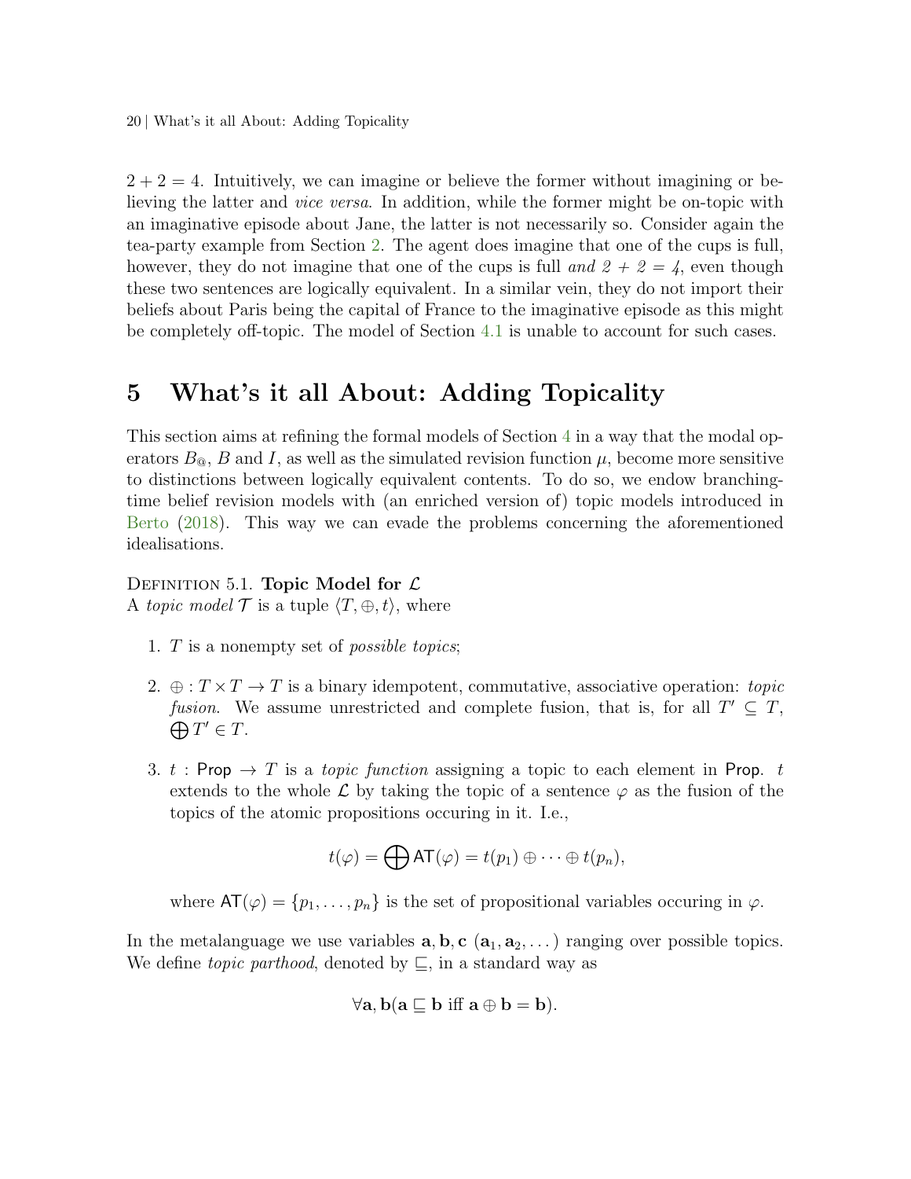$2 + 2 = 4$. Intuitively, we can imagine or believe the former without imagining or believing the latter and *vice versa*. In addition, while the former might be on-topic with an imaginative episode about Jane, the latter is not necessarily so. Consider again the tea-party example from Section 2. The agent does imagine that one of the cups is full, however, they do not imagine that one of the cups is full *and 2 + 2 = 4*, even though these two sentences are logically equivalent. In a similar vein, they do not import their beliefs about Paris being the capital of France to the imaginative episode as this might be completely off-topic. The model of Section 4.1 is unable to account for such cases.

# 5 What's it all About: Adding Topicality

This section aims at refining the formal models of Section 4 in a way that the modal operators $B_@$, $B$ and $I$, as well as the simulated revision function $\mu$, become more sensitive to distinctions between logically equivalent contents. To do so, we endow branching-time belief revision models with (an enriched version of) topic models introduced in Berto (2018). This way we can evade the problems concerning the aforementioned idealisations.

Definition 5.1. **Topic Model for $\mathcal{L}$**
A *topic model* $\mathcal{T}$ is a tuple $\langle T, \oplus, t \rangle$, where

1. $T$ is a nonempty set of *possible topics*;
2. $\oplus : T \times T \to T$ is a binary idempotent, commutative, associative operation: *topic fusion*. We assume unrestricted and complete fusion, that is, for all $T' \subseteq T$, $\bigoplus T' \in T$.
3. $t : \mathsf{Prop} \to T$ is a *topic function* assigning a topic to each element in $\mathsf{Prop}$. $t$ extends to the whole $\mathcal{L}$ by taking the topic of a sentence $\varphi$ as the fusion of the topics of the atomic propositions occuring in it. I.e.,

$$t(\varphi) = \bigoplus \mathsf{AT}(\varphi) = t(p_1) \oplus \cdots \oplus t(p_n),$$

where $\mathsf{AT}(\varphi) = \{p_1, \ldots, p_n\}$ is the set of propositional variables occuring in $\varphi$.

In the metalanguage we use variables $\mathbf{a}, \mathbf{b}, \mathbf{c}$ ($\mathbf{a}_1, \mathbf{a}_2, \ldots$) ranging over possible topics. We define *topic parthood*, denoted by $\sqsubseteq$, in a standard way as

$$\forall \mathbf{a}, \mathbf{b} (\mathbf{a} \sqsubseteq \mathbf{b} \text{ iff } \mathbf{a} \oplus \mathbf{b} = \mathbf{b}).$$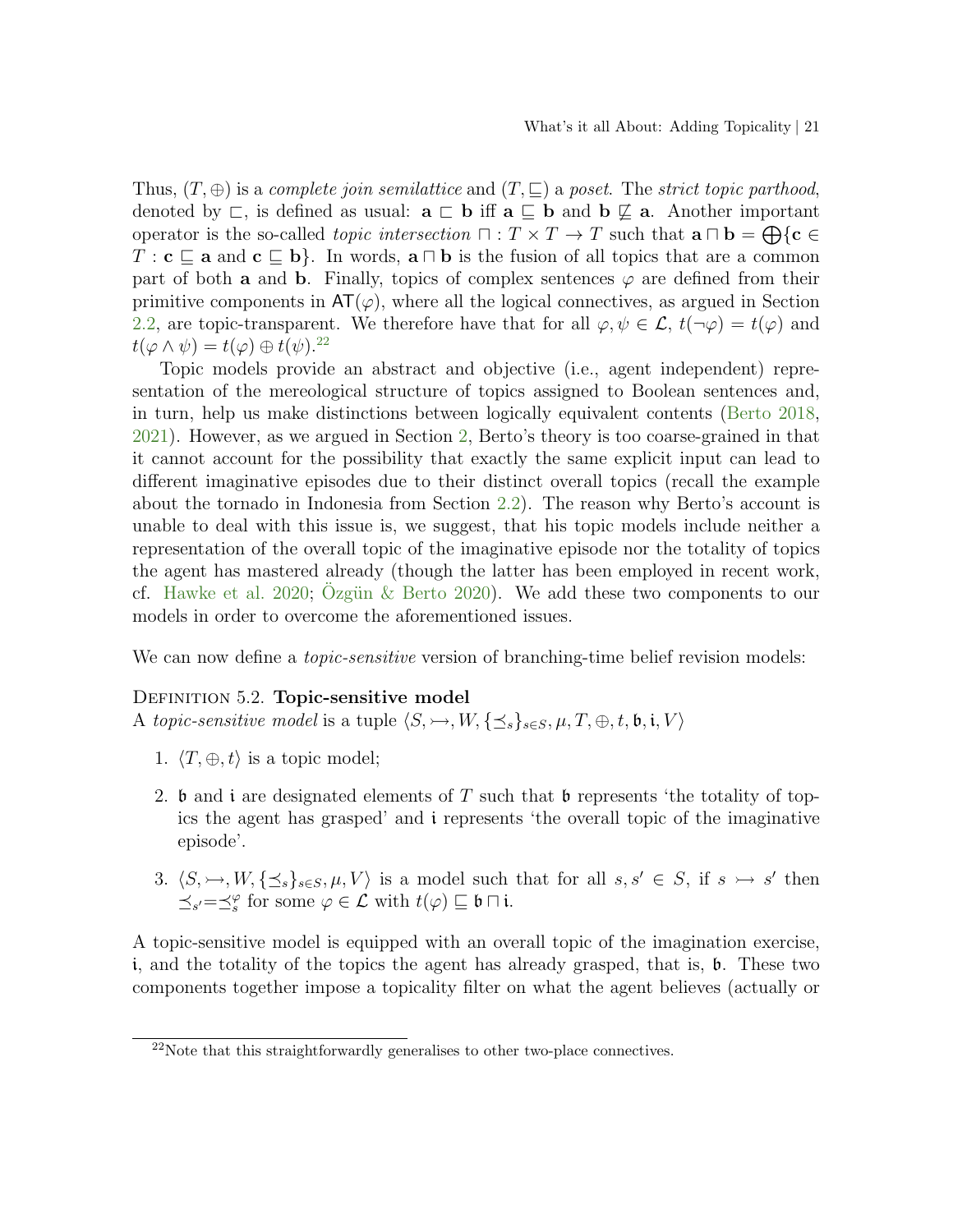Thus, $(T, \oplus)$ is a *complete join semilattice* and $(T, \sqsubseteq)$ a *poset*. The *strict topic parthood*, denoted by $\sqsubset$, is defined as usual: $\mathbf{a} \sqsubset \mathbf{b}$ iff $\mathbf{a} \sqsubseteq \mathbf{b}$ and $\mathbf{b} \not\sqsubseteq \mathbf{a}$. Another important operator is the so-called *topic intersection* $\sqcap : T \times T \to T$ such that $\mathbf{a} \sqcap \mathbf{b} = \bigoplus\{\mathbf{c} \in T : \mathbf{c} \sqsubseteq \mathbf{a} \text{ and } \mathbf{c} \sqsubseteq \mathbf{b}\}$. In words, $\mathbf{a} \sqcap \mathbf{b}$ is the fusion of all topics that are a common part of both $\mathbf{a}$ and $\mathbf{b}$. Finally, topics of complex sentences $\varphi$ are defined from their primitive components in $\mathsf{AT}(\varphi)$, where all the logical connectives, as argued in Section 2.2, are topic-transparent. We therefore have that for all $\varphi, \psi \in \mathcal{L}$, $t(\neg\varphi) = t(\varphi)$ and $t(\varphi \wedge \psi) = t(\varphi) \oplus t(\psi)$.[22]

Topic models provide an abstract and objective (i.e., agent independent) representation of the mereological structure of topics assigned to Boolean sentences and, in turn, help us make distinctions between logically equivalent contents (Berto 2018, 2021). However, as we argued in Section 2, Berto's theory is too coarse-grained in that it cannot account for the possibility that exactly the same explicit input can lead to different imaginative episodes due to their distinct overall topics (recall the example about the tornado in Indonesia from Section 2.2). The reason why Berto's account is unable to deal with this issue is, we suggest, that his topic models include neither a representation of the overall topic of the imaginative episode nor the totality of topics the agent has mastered already (though the latter has been employed in recent work, cf. Hawke et al. 2020; Özgün & Berto 2020). We add these two components to our models in order to overcome the aforementioned issues.

We can now define a *topic-sensitive* version of branching-time belief revision models:

**Definition 5.2. Topic-sensitive model**
A *topic-sensitive model* is a tuple $\langle S, \rightarrowtail, W, \{\preceq_s\}_{s \in S}, \mu, T, \oplus, t, \mathfrak{b}, \mathfrak{i}, V\rangle$

1. $\langle T, \oplus, t\rangle$ is a topic model;
2. $\mathfrak{b}$ and $\mathfrak{i}$ are designated elements of $T$ such that $\mathfrak{b}$ represents 'the totality of topics the agent has grasped' and $\mathfrak{i}$ represents 'the overall topic of the imaginative episode'.
3. $\langle S, \rightarrowtail, W, \{\preceq_s\}_{s \in S}, \mu, V\rangle$ is a model such that for all $s, s' \in S$, if $s \rightarrowtail s'$ then $\preceq_{s'} = \preceq_s^{\varphi}$ for some $\varphi \in \mathcal{L}$ with $t(\varphi) \sqsubseteq \mathfrak{b} \sqcap \mathfrak{i}$.

A topic-sensitive model is equipped with an overall topic of the imagination exercise, $\mathfrak{i}$, and the totality of the topics the agent has already grasped, that is, $\mathfrak{b}$. These two components together impose a topicality filter on what the agent believes (actually or

[22] Note that this straightforwardly generalises to other two-place connectives.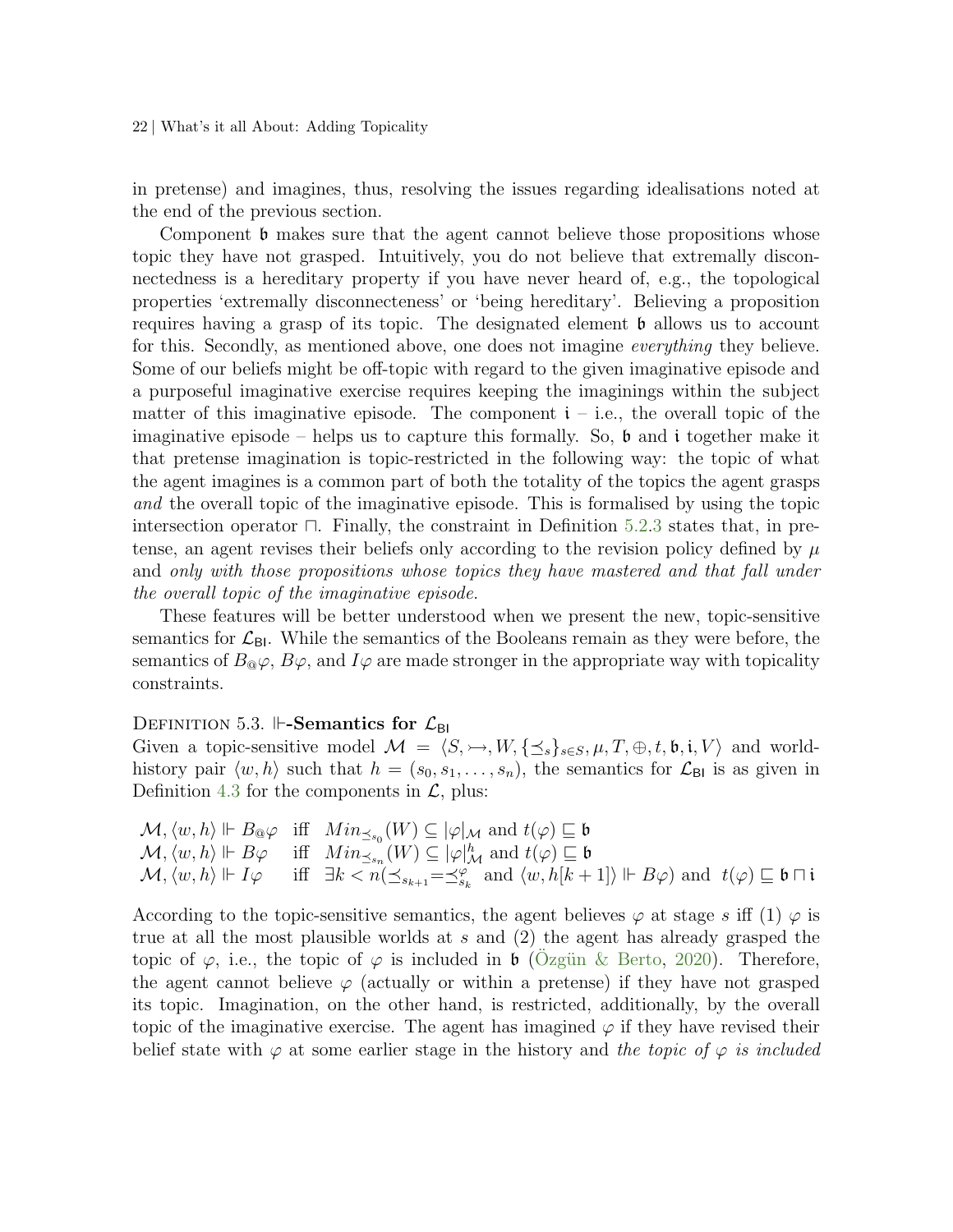in pretense) and imagines, thus, resolving the issues regarding idealisations noted at the end of the previous section.

Component $\mathfrak{b}$ makes sure that the agent cannot believe those propositions whose topic they have not grasped. Intuitively, you do not believe that extremally disconnectedness is a hereditary property if you have never heard of, e.g., the topological properties 'extremally disconnecteness' or 'being hereditary'. Believing a proposition requires having a grasp of its topic. The designated element $\mathfrak{b}$ allows us to account for this. Secondly, as mentioned above, one does not imagine *everything* they believe. Some of our beliefs might be off-topic with regard to the given imaginative episode and a purposeful imaginative exercise requires keeping the imaginings within the subject matter of this imaginative episode. The component $\mathfrak{i}$ – i.e., the overall topic of the imaginative episode – helps us to capture this formally. So, $\mathfrak{b}$ and $\mathfrak{i}$ together make it that pretense imagination is topic-restricted in the following way: the topic of what the agent imagines is a common part of both the totality of the topics the agent grasps *and* the overall topic of the imaginative episode. This is formalised by using the topic intersection operator $\sqcap$. Finally, the constraint in Definition 5.2.3 states that, in pretense, an agent revises their beliefs only according to the revision policy defined by $\mu$ and *only with those propositions whose topics they have mastered and that fall under the overall topic of the imaginative episode.*

These features will be better understood when we present the new, topic-sensitive semantics for $\mathcal{L}_{\mathsf{BI}}$. While the semantics of the Booleans remain as they were before, the semantics of $B_@\varphi$, $B\varphi$, and $I\varphi$ are made stronger in the appropriate way with topicality constraints.

Definition 5.3. **$\Vdash$-Semantics for $\mathcal{L}_{\mathsf{BI}}$**
Given a topic-sensitive model $\mathcal{M} = \langle S, \rightarrowtail, W, \{\preceq_s\}_{s \in S}, \mu, T, \oplus, t, \mathfrak{b}, \mathfrak{i}, V\rangle$ and world-history pair $\langle w, h\rangle$ such that $h = (s_0, s_1, \ldots, s_n)$, the semantics for $\mathcal{L}_{\mathsf{BI}}$ is as given in Definition 4.3 for the components in $\mathcal{L}$, plus:

$$
\begin{array}{lll}
\mathcal{M}, \langle w, h\rangle \Vdash B_@\varphi & \text{iff} & Min_{\preceq_{s_0}}(W) \subseteq |\varphi|_{\mathcal{M}} \text{ and } t(\varphi) \sqsubseteq \mathfrak{b} \\
\mathcal{M}, \langle w, h\rangle \Vdash B\varphi & \text{iff} & Min_{\preceq_{s_n}}(W) \subseteq |\varphi|^h_{\mathcal{M}} \text{ and } t(\varphi) \sqsubseteq \mathfrak{b} \\
\mathcal{M}, \langle w, h\rangle \Vdash I\varphi & \text{iff} & \exists k < n (\preceq_{s_{k+1}} = \preceq^{\varphi}_{s_k} \text{ and } \langle w, h[k+1]\rangle \Vdash B\varphi) \text{ and } t(\varphi) \sqsubseteq \mathfrak{b} \sqcap \mathfrak{i}
\end{array}
$$

According to the topic-sensitive semantics, the agent believes $\varphi$ at stage $s$ iff (1) $\varphi$ is true at all the most plausible worlds at $s$ and (2) the agent has already grasped the topic of $\varphi$, i.e., the topic of $\varphi$ is included in $\mathfrak{b}$ (Özgün & Berto, 2020). Therefore, the agent cannot believe $\varphi$ (actually or within a pretense) if they have not grasped its topic. Imagination, on the other hand, is restricted, additionally, by the overall topic of the imaginative exercise. The agent has imagined $\varphi$ if they have revised their belief state with $\varphi$ at some earlier stage in the history and *the topic of $\varphi$ is included*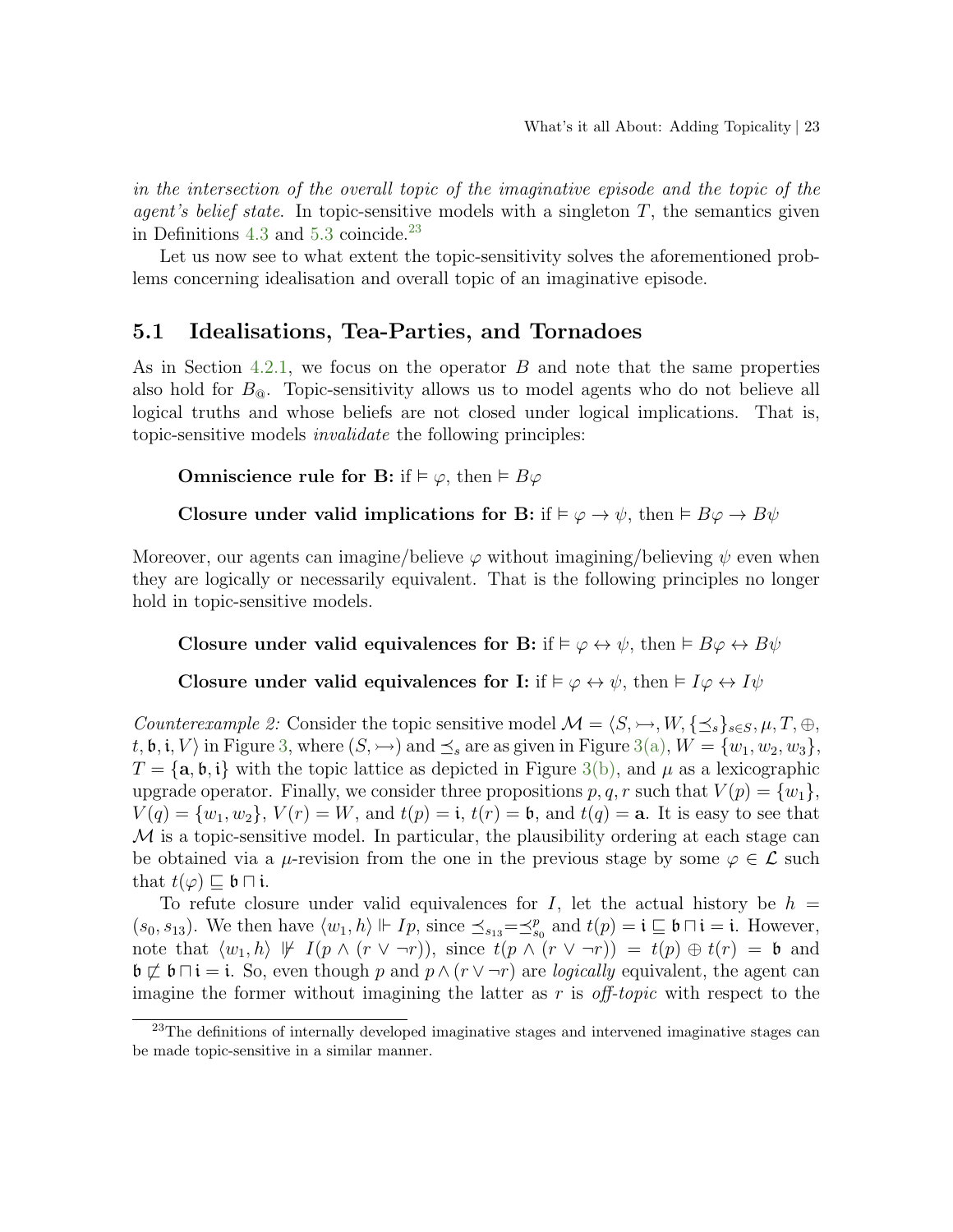*in the intersection of the overall topic of the imaginative episode and the topic of the agent's belief state*. In topic-sensitive models with a singleton $T$, the semantics given in Definitions 4.3 and 5.3 coincide.[23]

Let us now see to what extent the topic-sensitivity solves the aforementioned problems concerning idealisation and overall topic of an imaginative episode.

## 5.1 Idealisations, Tea-Parties, and Tornadoes

As in Section 4.2.1, we focus on the operator $B$ and note that the same properties also hold for $B_@$. Topic-sensitivity allows us to model agents who do not believe all logical truths and whose beliefs are not closed under logical implications. That is, topic-sensitive models *invalidate* the following principles:

**Omniscience rule for B:** if $\vDash \varphi$, then $\vDash B\varphi$

**Closure under valid implications for B:** if $\vDash \varphi \to \psi$, then $\vDash B\varphi \to B\psi$

Moreover, our agents can imagine/believe $\varphi$ without imagining/believing $\psi$ even when they are logically or necessarily equivalent. That is the following principles no longer hold in topic-sensitive models.

**Closure under valid equivalences for B:** if $\vDash \varphi \leftrightarrow \psi$, then $\vDash B\varphi \leftrightarrow B\psi$

**Closure under valid equivalences for I:** if $\vDash \varphi \leftrightarrow \psi$, then $\vDash I\varphi \leftrightarrow I\psi$

*Counterexample 2:* Consider the topic sensitive model $\mathcal{M} = \langle S, \rightarrowtail, W, \{\preceq_s\}_{s \in S}, \mu, T, \oplus, t, \mathfrak{b}, \mathfrak{i}, V\rangle$ in Figure 3, where $(S, \rightarrowtail)$ and $\preceq_s$ are as given in Figure 3(a), $W = \{w_1, w_2, w_3\}$, $T = \{\mathbf{a}, \mathfrak{b}, \mathfrak{i}\}$ with the topic lattice as depicted in Figure 3(b), and $\mu$ as a lexicographic upgrade operator. Finally, we consider three propositions $p, q, r$ such that $V(p) = \{w_1\}$, $V(q) = \{w_1, w_2\}$, $V(r) = W$, and $t(p) = \mathfrak{i}$, $t(r) = \mathfrak{b}$, and $t(q) = \mathbf{a}$. It is easy to see that $\mathcal{M}$ is a topic-sensitive model. In particular, the plausibility ordering at each stage can be obtained via a $\mu$-revision from the one in the previous stage by some $\varphi \in \mathcal{L}$ such that $t(\varphi) \sqsubseteq \mathfrak{b} \sqcap \mathfrak{i}$.

To refute closure under valid equivalences for $I$, let the actual history be $h = (s_0, s_{13})$. We then have $\langle w_1, h\rangle \Vdash Ip$, since $\preceq_{s_{13}} = \preceq_{s_0}^p$ and $t(p) = \mathfrak{i} \sqsubseteq \mathfrak{b} \sqcap \mathfrak{i} = \mathfrak{i}$. However, note that $\langle w_1, h\rangle \nVdash I(p \wedge (r \vee \neg r))$, since $t(p \wedge (r \vee \neg r)) = t(p) \oplus t(r) = \mathfrak{b}$ and $\mathfrak{b} \not\sqsubseteq \mathfrak{b} \sqcap \mathfrak{i} = \mathfrak{i}$. So, even though $p$ and $p \wedge (r \vee \neg r)$ are *logically* equivalent, the agent can imagine the former without imagining the latter as $r$ is *off-topic* with respect to the

[23] The definitions of internally developed imaginative stages and intervened imaginative stages can be made topic-sensitive in a similar manner.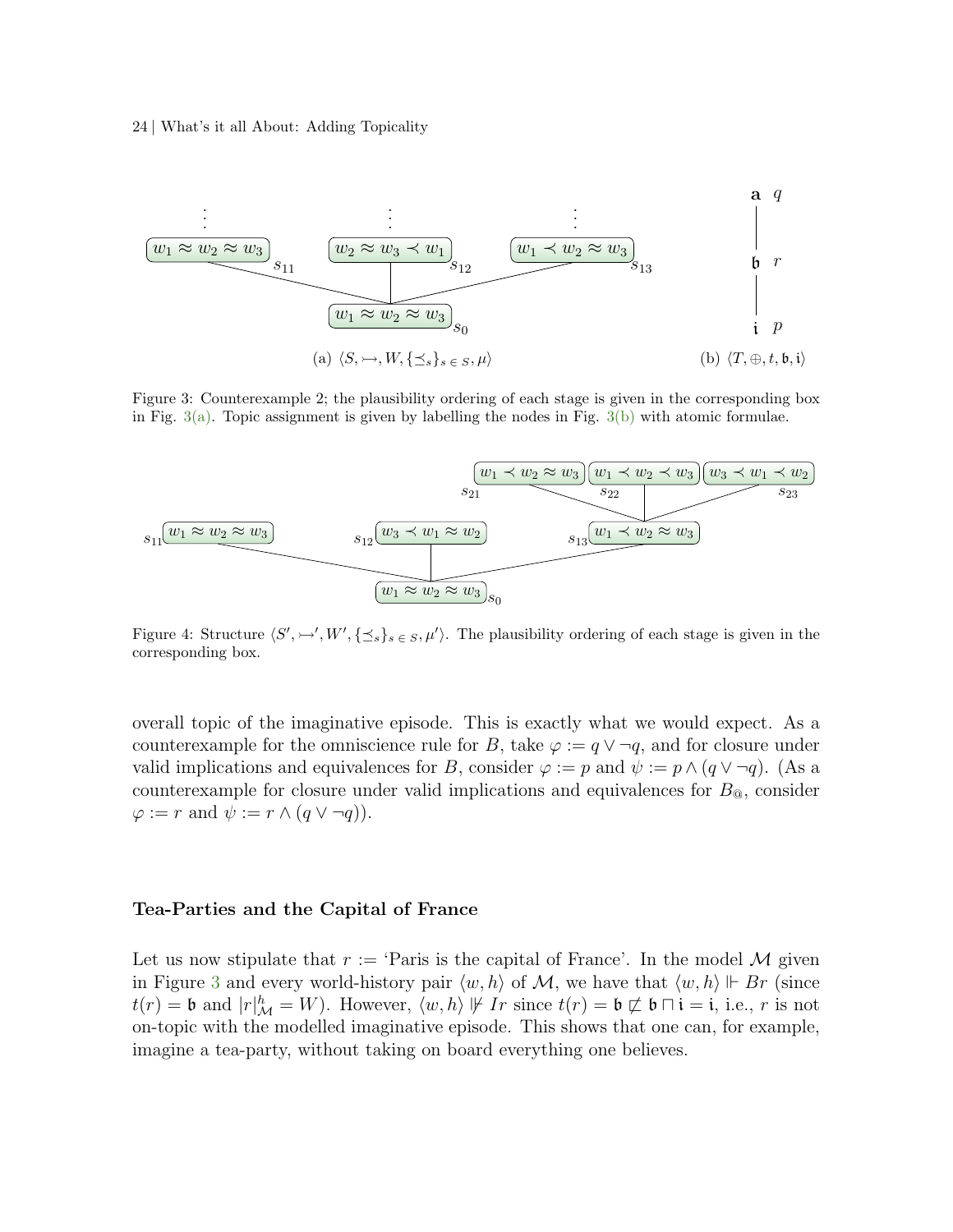Figure 3: Counterexample 2; the plausibility ordering of each stage is given in the corresponding box in Fig. 3(a). Topic assignment is given by labelling the nodes in Fig. 3(b) with atomic formulae.

Figure 4: Structure $\langle S', \rightarrowtail', W', \{\preceq_s\}_{s \in S}, \mu' \rangle$. The plausibility ordering of each stage is given in the corresponding box.

overall topic of the imaginative episode. This is exactly what we would expect. As a counterexample for the omniscience rule for $B$, take $\varphi := q \vee \neg q$, and for closure under valid implications and equivalences for $B$, consider $\varphi := p$ and $\psi := p \wedge (q \vee \neg q)$. (As a counterexample for closure under valid implications and equivalences for $B_{@}$, consider $\varphi := r$ and $\psi := r \wedge (q \vee \neg q)$).

### Tea-Parties and the Capital of France

Let us now stipulate that $r :=$ 'Paris is the capital of France'. In the model $\mathcal{M}$ given in Figure 3 and every world-history pair $\langle w, h \rangle$ of $\mathcal{M}$, we have that $\langle w, h \rangle \Vdash Br$ (since $t(r) = \mathfrak{b}$ and $|r|^h_{\mathcal{M}} = W$). However, $\langle w, h \rangle \nVdash Ir$ since $t(r) = \mathfrak{b} \not\sqsubseteq \mathfrak{b} \sqcap \mathfrak{i} = \mathfrak{i}$, i.e., $r$ is not on-topic with the modelled imaginative episode. This shows that one can, for example, imagine a tea-party, without taking on board everything one believes.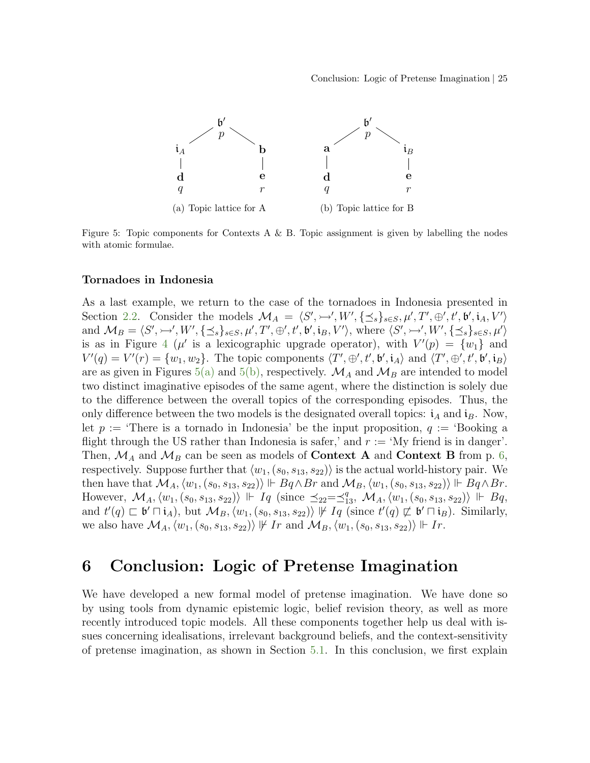Figure 5: Topic components for Contexts A & B. Topic assignment is given by labelling the nodes with atomic formulae.

(a) Topic lattice for A

(b) Topic lattice for B

### Tornadoes in Indonesia

As a last example, we return to the case of the tornadoes in Indonesia presented in Section 2.2. Consider the models $\mathcal{M}_A = \langle S', \rightarrowtail', W', \{\preceq_s\}_{s\in S}, \mu', T', \oplus', t', \mathfrak{b}', \mathfrak{i}_A, V'\rangle$ and $\mathcal{M}_B = \langle S', \rightarrowtail', W', \{\preceq_s\}_{s\in S}, \mu', T', \oplus', t', \mathfrak{b}', \mathfrak{i}_B, V'\rangle$, where $\langle S', \rightarrowtail', W', \{\preceq_s\}_{s\in S}, \mu'\rangle$ is as in Figure 4 ($\mu'$ is a lexicographic upgrade operator), with $V'(p) = \{w_1\}$ and $V'(q) = V'(r) = \{w_1, w_2\}$. The topic components $\langle T', \oplus', t', \mathfrak{b}', \mathfrak{i}_A\rangle$ and $\langle T', \oplus', t', \mathfrak{b}', \mathfrak{i}_B\rangle$ are as given in Figures 5(a) and 5(b), respectively. $\mathcal{M}_A$ and $\mathcal{M}_B$ are intended to model two distinct imaginative episodes of the same agent, where the distinction is solely due to the difference between the overall topics of the corresponding episodes. Thus, the only difference between the two models is the designated overall topics: $\mathfrak{i}_A$ and $\mathfrak{i}_B$. Now, let $p :=$ 'There is a tornado in Indonesia' be the input proposition, $q :=$ 'Booking a flight through the US rather than Indonesia is safer,' and $r :=$ 'My friend is in danger'. Then, $\mathcal{M}_A$ and $\mathcal{M}_B$ can be seen as models of **Context A** and **Context B** from p. 6, respectively. Suppose further that $\langle w_1, (s_0, s_{13}, s_{22})\rangle$ is the actual world-history pair. We then have that $\mathcal{M}_A, \langle w_1, (s_0, s_{13}, s_{22})\rangle \Vdash Bq \wedge Br$ and $\mathcal{M}_B, \langle w_1, (s_0, s_{13}, s_{22})\rangle \Vdash Bq \wedge Br$. However, $\mathcal{M}_A, \langle w_1, (s_0, s_{13}, s_{22})\rangle \Vdash Iq$ (since $\preceq_{22} = \preceq_{13}^{q}$, $\mathcal{M}_A, \langle w_1, (s_0, s_{13}, s_{22})\rangle \Vdash Bq$, and $t'(q) \sqsubset \mathfrak{b}' \sqcap \mathfrak{i}_A$), but $\mathcal{M}_B, \langle w_1, (s_0, s_{13}, s_{22})\rangle \nVdash Iq$ (since $t'(q) \not\sqsubset \mathfrak{b}' \sqcap \mathfrak{i}_B$). Similarly, we also have $\mathcal{M}_A, \langle w_1, (s_0, s_{13}, s_{22})\rangle \nVdash Ir$ and $\mathcal{M}_B, \langle w_1, (s_0, s_{13}, s_{22})\rangle \Vdash Ir$.

# 6 Conclusion: Logic of Pretense Imagination

We have developed a new formal model of pretense imagination. We have done so by using tools from dynamic epistemic logic, belief revision theory, as well as more recently introduced topic models. All these components together help us deal with issues concerning idealisations, irrelevant background beliefs, and the context-sensitivity of pretense imagination, as shown in Section 5.1. In this conclusion, we first explain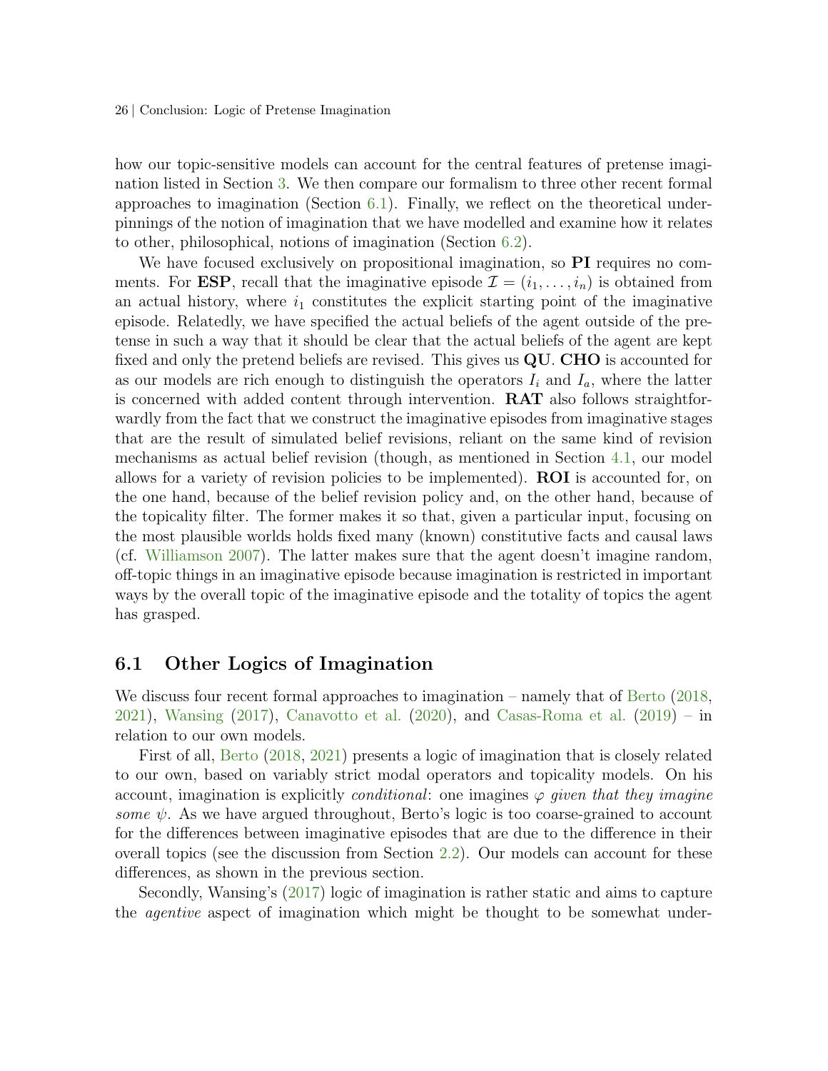how our topic-sensitive models can account for the central features of pretense imagination listed in Section 3. We then compare our formalism to three other recent formal approaches to imagination (Section 6.1). Finally, we reflect on the theoretical underpinnings of the notion of imagination that we have modelled and examine how it relates to other, philosophical, notions of imagination (Section 6.2).

We have focused exclusively on propositional imagination, so **PI** requires no comments. For **ESP**, recall that the imaginative episode $\mathcal{I} = (i_1, \ldots, i_n)$ is obtained from an actual history, where $i_1$ constitutes the explicit starting point of the imaginative episode. Relatedly, we have specified the actual beliefs of the agent outside of the pretense in such a way that it should be clear that the actual beliefs of the agent are kept fixed and only the pretend beliefs are revised. This gives us **QU**. **CHO** is accounted for as our models are rich enough to distinguish the operators $I_i$ and $I_a$, where the latter is concerned with added content through intervention. **RAT** also follows straightforwardly from the fact that we construct the imaginative episodes from imaginative stages that are the result of simulated belief revisions, reliant on the same kind of revision mechanisms as actual belief revision (though, as mentioned in Section 4.1, our model allows for a variety of revision policies to be implemented). **ROI** is accounted for, on the one hand, because of the belief revision policy and, on the other hand, because of the topicality filter. The former makes it so that, given a particular input, focusing on the most plausible worlds holds fixed many (known) constitutive facts and causal laws (cf. Williamson 2007). The latter makes sure that the agent doesn't imagine random, off-topic things in an imaginative episode because imagination is restricted in important ways by the overall topic of the imaginative episode and the totality of topics the agent has grasped.

## 6.1 Other Logics of Imagination

We discuss four recent formal approaches to imagination – namely that of Berto (2018, 2021), Wansing (2017), Canavotto et al. (2020), and Casas-Roma et al. (2019) – in relation to our own models.

First of all, Berto (2018, 2021) presents a logic of imagination that is closely related to our own, based on variably strict modal operators and topicality models. On his account, imagination is explicitly *conditional*: one imagines $\varphi$ *given that they imagine some* $\psi$. As we have argued throughout, Berto's logic is too coarse-grained to account for the differences between imaginative episodes that are due to the difference in their overall topics (see the discussion from Section 2.2). Our models can account for these differences, as shown in the previous section.

Secondly, Wansing's (2017) logic of imagination is rather static and aims to capture the *agentive* aspect of imagination which might be thought to be somewhat under-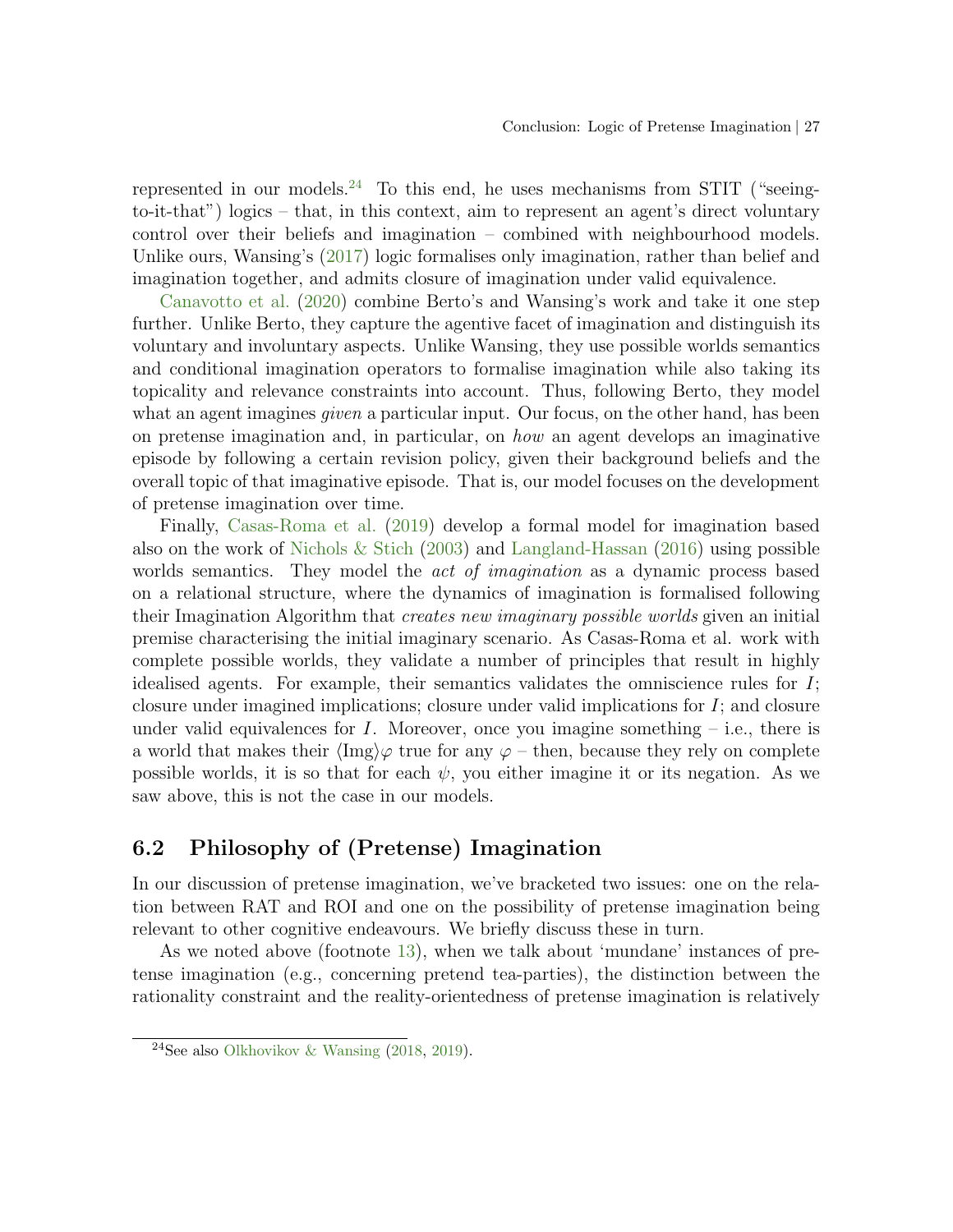represented in our models.[24] To this end, he uses mechanisms from STIT ("seeing-to-it-that") logics – that, in this context, aim to represent an agent's direct voluntary control over their beliefs and imagination – combined with neighbourhood models. Unlike ours, Wansing's (2017) logic formalises only imagination, rather than belief and imagination together, and admits closure of imagination under valid equivalence.

Canavotto et al. (2020) combine Berto's and Wansing's work and take it one step further. Unlike Berto, they capture the agentive facet of imagination and distinguish its voluntary and involuntary aspects. Unlike Wansing, they use possible worlds semantics and conditional imagination operators to formalise imagination while also taking its topicality and relevance constraints into account. Thus, following Berto, they model what an agent imagines *given* a particular input. Our focus, on the other hand, has been on pretense imagination and, in particular, on *how* an agent develops an imaginative episode by following a certain revision policy, given their background beliefs and the overall topic of that imaginative episode. That is, our model focuses on the development of pretense imagination over time.

Finally, Casas-Roma et al. (2019) develop a formal model for imagination based also on the work of Nichols & Stich (2003) and Langland-Hassan (2016) using possible worlds semantics. They model the *act of imagination* as a dynamic process based on a relational structure, where the dynamics of imagination is formalised following their Imagination Algorithm that *creates new imaginary possible worlds* given an initial premise characterising the initial imaginary scenario. As Casas-Roma et al. work with complete possible worlds, they validate a number of principles that result in highly idealised agents. For example, their semantics validates the omniscience rules for $I$; closure under imagined implications; closure under valid implications for $I$; and closure under valid equivalences for $I$. Moreover, once you imagine something – i.e., there is a world that makes their $\langle \text{Img} \rangle \varphi$ true for any $\varphi$ – then, because they rely on complete possible worlds, it is so that for each $\psi$, you either imagine it or its negation. As we saw above, this is not the case in our models.

## 6.2 Philosophy of (Pretense) Imagination

In our discussion of pretense imagination, we've bracketed two issues: one on the relation between RAT and ROI and one on the possibility of pretense imagination being relevant to other cognitive endeavours. We briefly discuss these in turn.

As we noted above (footnote 13), when we talk about 'mundane' instances of pretense imagination (e.g., concerning pretend tea-parties), the distinction between the rationality constraint and the reality-orientedness of pretense imagination is relatively

[24] See also Olkhovikov & Wansing (2018, 2019).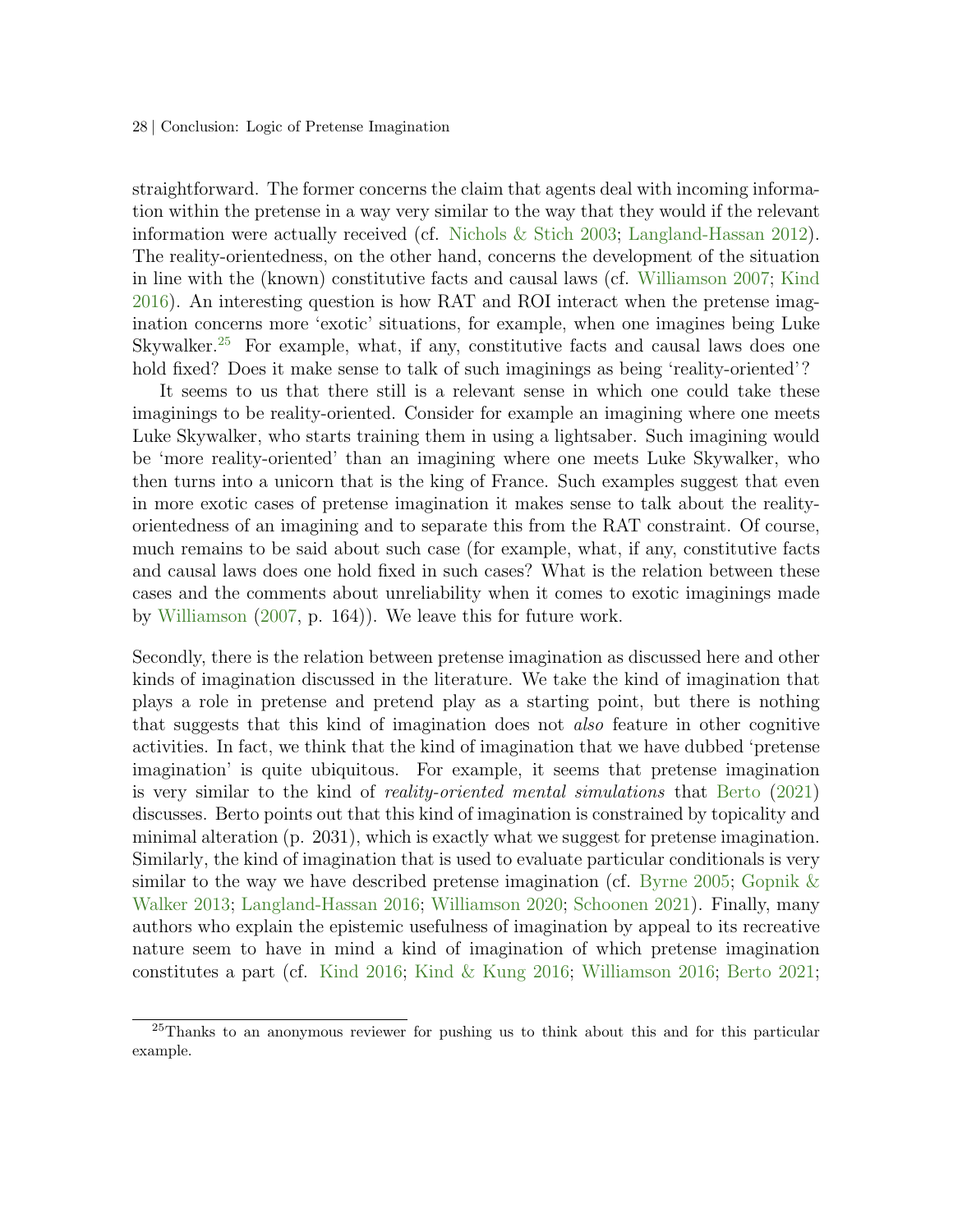straightforward. The former concerns the claim that agents deal with incoming information within the pretense in a way very similar to the way that they would if the relevant information were actually received (cf. Nichols & Stich 2003; Langland-Hassan 2012). The reality-orientedness, on the other hand, concerns the development of the situation in line with the (known) constitutive facts and causal laws (cf. Williamson 2007; Kind 2016). An interesting question is how RAT and ROI interact when the pretense imagination concerns more 'exotic' situations, for example, when one imagines being Luke Skywalker.[25] For example, what, if any, constitutive facts and causal laws does one hold fixed? Does it make sense to talk of such imaginings as being 'reality-oriented'?

It seems to us that there still is a relevant sense in which one could take these imaginings to be reality-oriented. Consider for example an imagining where one meets Luke Skywalker, who starts training them in using a lightsaber. Such imagining would be 'more reality-oriented' than an imagining where one meets Luke Skywalker, who then turns into a unicorn that is the king of France. Such examples suggest that even in more exotic cases of pretense imagination it makes sense to talk about the reality-orientedness of an imagining and to separate this from the RAT constraint. Of course, much remains to be said about such case (for example, what, if any, constitutive facts and causal laws does one hold fixed in such cases? What is the relation between these cases and the comments about unreliability when it comes to exotic imaginings made by Williamson (2007, p. 164)). We leave this for future work.

Secondly, there is the relation between pretense imagination as discussed here and other kinds of imagination discussed in the literature. We take the kind of imagination that plays a role in pretense and pretend play as a starting point, but there is nothing that suggests that this kind of imagination does not *also* feature in other cognitive activities. In fact, we think that the kind of imagination that we have dubbed 'pretense imagination' is quite ubiquitous. For example, it seems that pretense imagination is very similar to the kind of *reality-oriented mental simulations* that Berto (2021) discusses. Berto points out that this kind of imagination is constrained by topicality and minimal alteration (p. 2031), which is exactly what we suggest for pretense imagination. Similarly, the kind of imagination that is used to evaluate particular conditionals is very similar to the way we have described pretense imagination (cf. Byrne 2005; Gopnik & Walker 2013; Langland-Hassan 2016; Williamson 2020; Schoonen 2021). Finally, many authors who explain the epistemic usefulness of imagination by appeal to its recreative nature seem to have in mind a kind of imagination of which pretense imagination constitutes a part (cf. Kind 2016; Kind & Kung 2016; Williamson 2016; Berto 2021;

[25] Thanks to an anonymous reviewer for pushing us to think about this and for this particular example.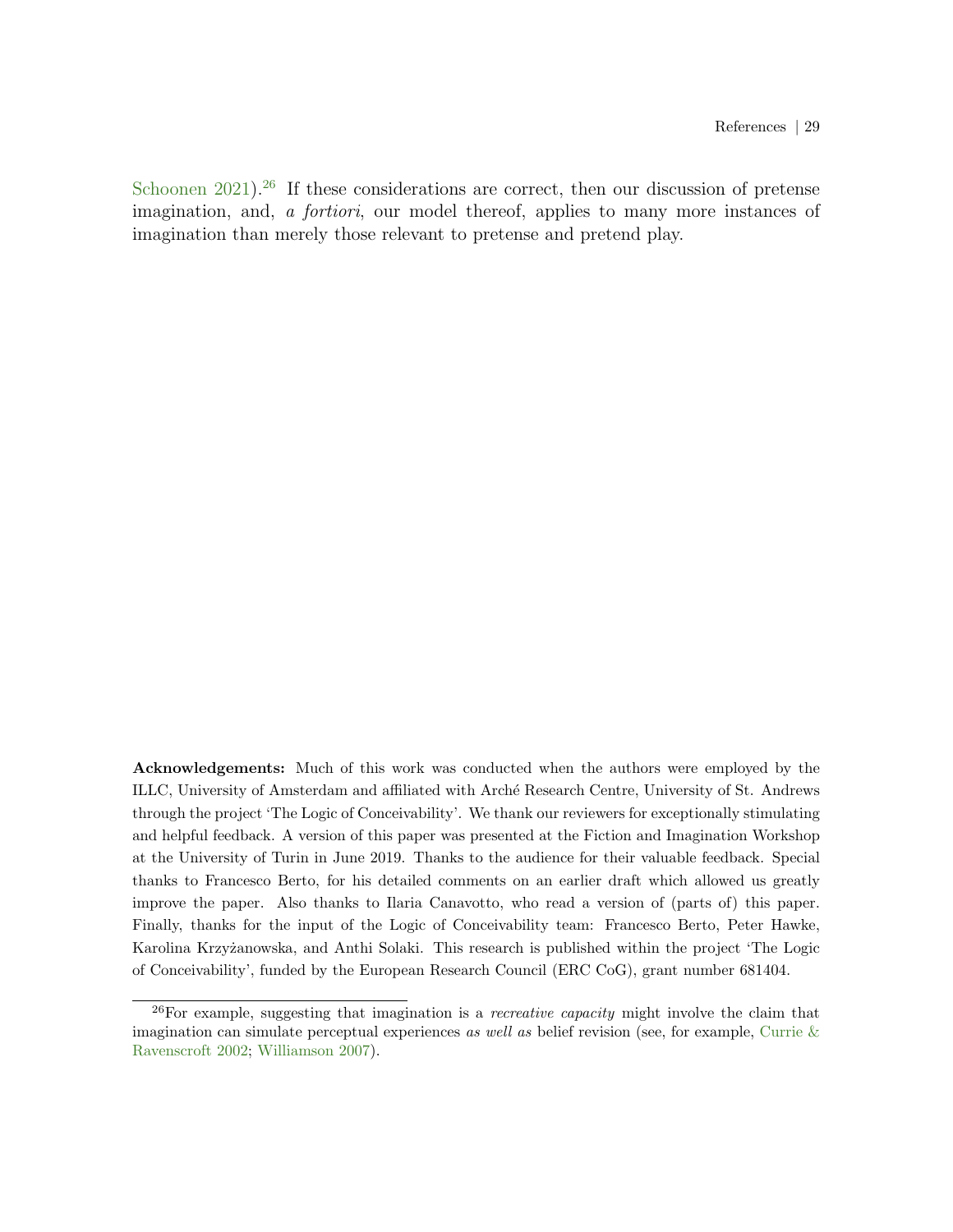Schoonen 2021).[26] If these considerations are correct, then our discussion of pretense imagination, and, *a fortiori*, our model thereof, applies to many more instances of imagination than merely those relevant to pretense and pretend play.

**Acknowledgements:** Much of this work was conducted when the authors were employed by the ILLC, University of Amsterdam and affiliated with Arché Research Centre, University of St. Andrews through the project 'The Logic of Conceivability'. We thank our reviewers for exceptionally stimulating and helpful feedback. A version of this paper was presented at the Fiction and Imagination Workshop at the University of Turin in June 2019. Thanks to the audience for their valuable feedback. Special thanks to Francesco Berto, for his detailed comments on an earlier draft which allowed us greatly improve the paper. Also thanks to Ilaria Canavotto, who read a version of (parts of) this paper. Finally, thanks for the input of the Logic of Conceivability team: Francesco Berto, Peter Hawke, Karolina Krzyżanowska, and Anthi Solaki. This research is published within the project 'The Logic of Conceivability', funded by the European Research Council (ERC CoG), grant number 681404.

[26] For example, suggesting that imagination is a *recreative capacity* might involve the claim that imagination can simulate perceptual experiences *as well as* belief revision (see, for example, Currie & Ravenscroft 2002; Williamson 2007).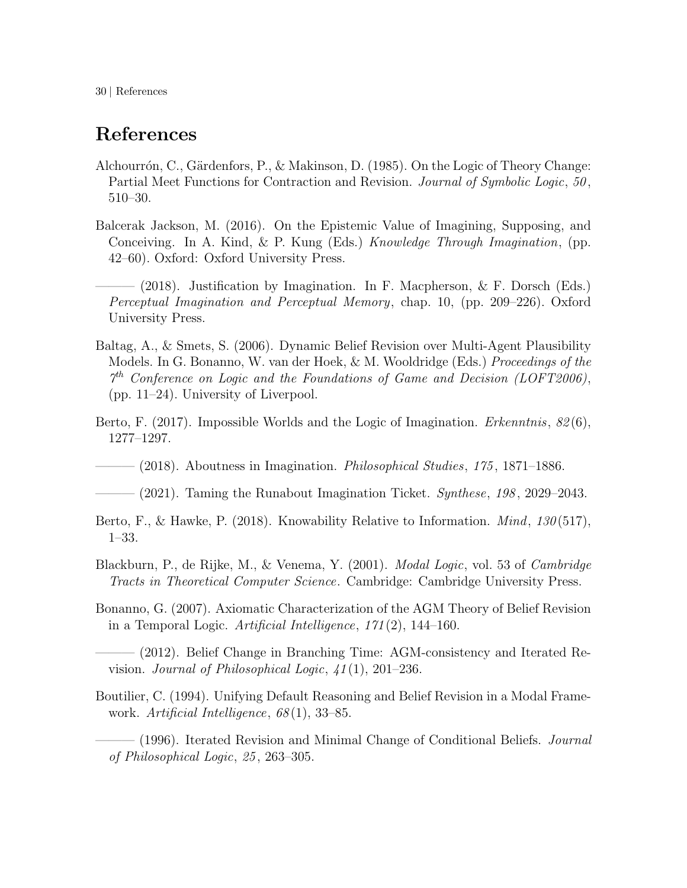# References

Alchourrón, C., Gärdenfors, P., & Makinson, D. (1985). On the Logic of Theory Change: Partial Meet Functions for Contraction and Revision. *Journal of Symbolic Logic*, *50*, 510–30.

Balcerak Jackson, M. (2016). On the Epistemic Value of Imagining, Supposing, and Conceiving. In A. Kind, & P. Kung (Eds.) *Knowledge Through Imagination*, (pp. 42–60). Oxford: Oxford University Press.

——— (2018). Justification by Imagination. In F. Macpherson, & F. Dorsch (Eds.) *Perceptual Imagination and Perceptual Memory*, chap. 10, (pp. 209–226). Oxford University Press.

Baltag, A., & Smets, S. (2006). Dynamic Belief Revision over Multi-Agent Plausibility Models. In G. Bonanno, W. van der Hoek, & M. Wooldridge (Eds.) *Proceedings of the 7th Conference on Logic and the Foundations of Game and Decision (LOFT2006)*, (pp. 11–24). University of Liverpool.

Berto, F. (2017). Impossible Worlds and the Logic of Imagination. *Erkenntnis*, *82*(6), 1277–1297.

——— (2018). Aboutness in Imagination. *Philosophical Studies*, *175*, 1871–1886.

——— (2021). Taming the Runabout Imagination Ticket. *Synthese*, *198*, 2029–2043.

Berto, F., & Hawke, P. (2018). Knowability Relative to Information. *Mind*, *130*(517), 1–33.

Blackburn, P., de Rijke, M., & Venema, Y. (2001). *Modal Logic*, vol. 53 of *Cambridge Tracts in Theoretical Computer Science*. Cambridge: Cambridge University Press.

Bonanno, G. (2007). Axiomatic Characterization of the AGM Theory of Belief Revision in a Temporal Logic. *Artificial Intelligence*, *171*(2), 144–160.

——— (2012). Belief Change in Branching Time: AGM-consistency and Iterated Revision. *Journal of Philosophical Logic*, *41*(1), 201–236.

Boutilier, C. (1994). Unifying Default Reasoning and Belief Revision in a Modal Framework. *Artificial Intelligence*, *68*(1), 33–85.

——— (1996). Iterated Revision and Minimal Change of Conditional Beliefs. *Journal of Philosophical Logic*, *25*, 263–305.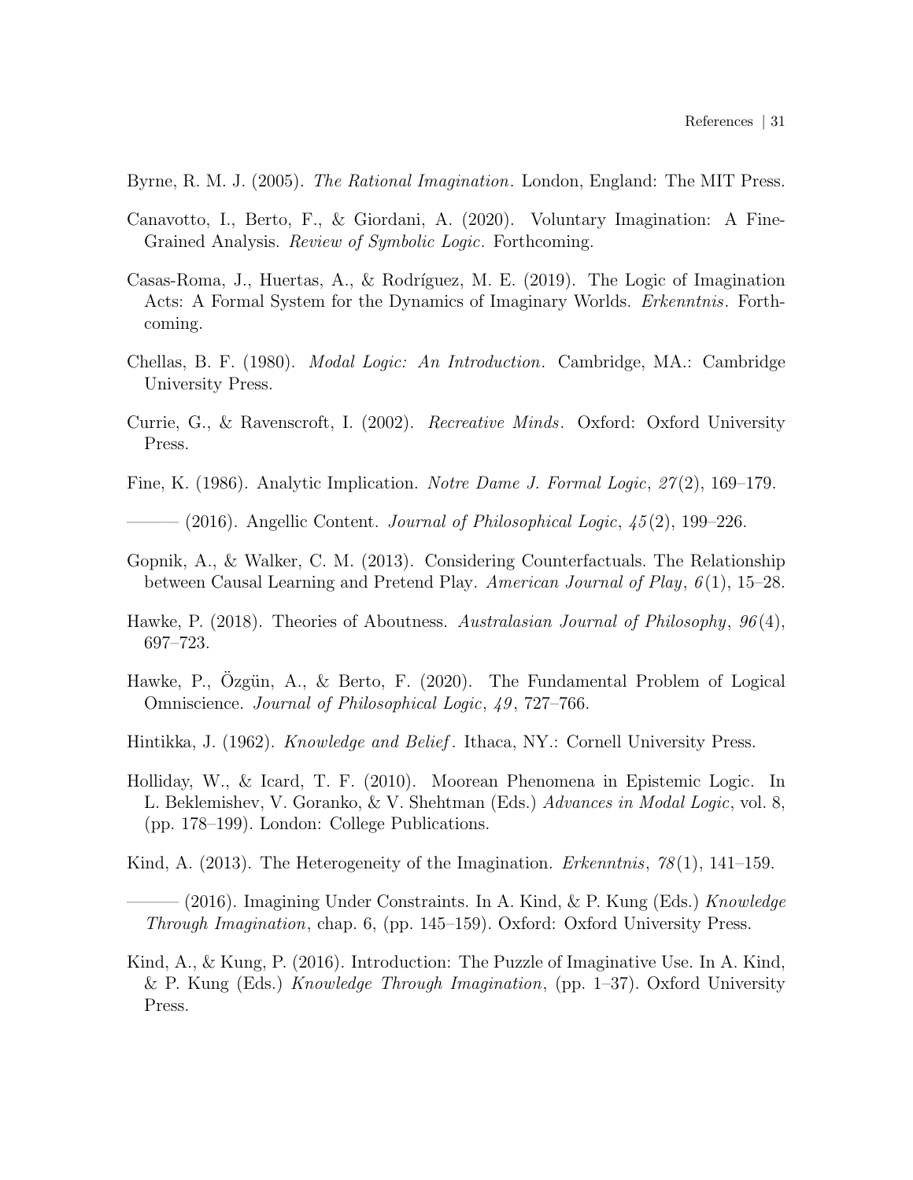Byrne, R. M. J. (2005). *The Rational Imagination*. London, England: The MIT Press.

Canavotto, I., Berto, F., & Giordani, A. (2020). Voluntary Imagination: A Fine-Grained Analysis. *Review of Symbolic Logic*. Forthcoming.

Casas-Roma, J., Huertas, A., & Rodríguez, M. E. (2019). The Logic of Imagination Acts: A Formal System for the Dynamics of Imaginary Worlds. *Erkenntnis*. Forthcoming.

Chellas, B. F. (1980). *Modal Logic: An Introduction*. Cambridge, MA.: Cambridge University Press.

Currie, G., & Ravenscroft, I. (2002). *Recreative Minds*. Oxford: Oxford University Press.

Fine, K. (1986). Analytic Implication. *Notre Dame J. Formal Logic*, *27*(2), 169–179.

——— (2016). Angellic Content. *Journal of Philosophical Logic*, *45*(2), 199–226.

Gopnik, A., & Walker, C. M. (2013). Considering Counterfactuals. The Relationship between Causal Learning and Pretend Play. *American Journal of Play*, *6*(1), 15–28.

Hawke, P. (2018). Theories of Aboutness. *Australasian Journal of Philosophy*, *96*(4), 697–723.

Hawke, P., Özgün, A., & Berto, F. (2020). The Fundamental Problem of Logical Omniscience. *Journal of Philosophical Logic*, *49*, 727–766.

Hintikka, J. (1962). *Knowledge and Belief*. Ithaca, NY.: Cornell University Press.

Holliday, W., & Icard, T. F. (2010). Moorean Phenomena in Epistemic Logic. In L. Beklemishev, V. Goranko, & V. Shehtman (Eds.) *Advances in Modal Logic*, vol. 8, (pp. 178–199). London: College Publications.

Kind, A. (2013). The Heterogeneity of the Imagination. *Erkenntnis*, *78*(1), 141–159.

——— (2016). Imagining Under Constraints. In A. Kind, & P. Kung (Eds.) *Knowledge Through Imagination*, chap. 6, (pp. 145–159). Oxford: Oxford University Press.

Kind, A., & Kung, P. (2016). Introduction: The Puzzle of Imaginative Use. In A. Kind, & P. Kung (Eds.) *Knowledge Through Imagination*, (pp. 1–37). Oxford University Press.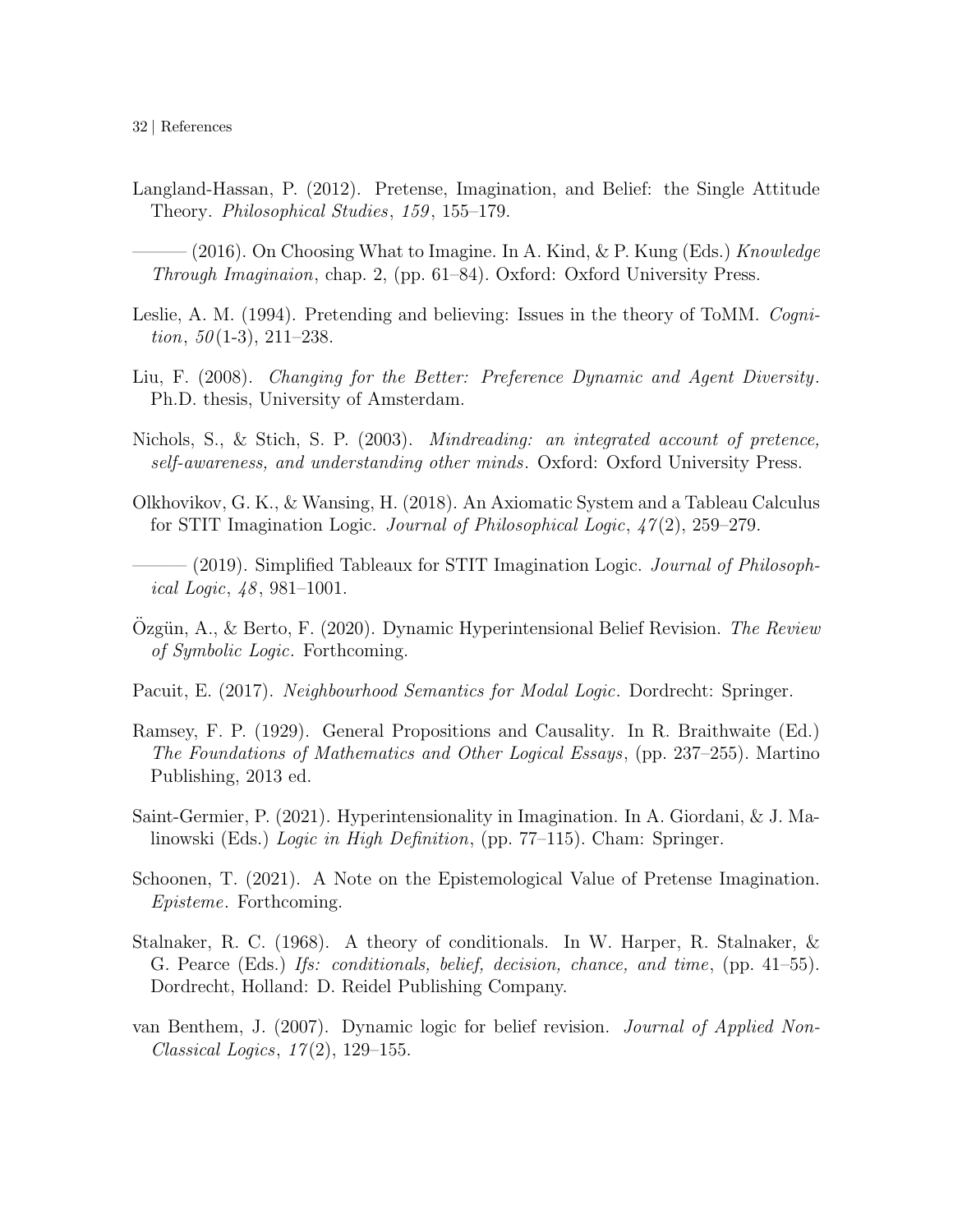Langland-Hassan, P. (2012). Pretense, Imagination, and Belief: the Single Attitude Theory. *Philosophical Studies*, *159*, 155–179.

——— (2016). On Choosing What to Imagine. In A. Kind, & P. Kung (Eds.) *Knowledge Through Imaginaion*, chap. 2, (pp. 61–84). Oxford: Oxford University Press.

Leslie, A. M. (1994). Pretending and believing: Issues in the theory of ToMM. *Cognition*, *50*(1-3), 211–238.

Liu, F. (2008). *Changing for the Better: Preference Dynamic and Agent Diversity*. Ph.D. thesis, University of Amsterdam.

Nichols, S., & Stich, S. P. (2003). *Mindreading: an integrated account of pretence, self-awareness, and understanding other minds*. Oxford: Oxford University Press.

Olkhovikov, G. K., & Wansing, H. (2018). An Axiomatic System and a Tableau Calculus for STIT Imagination Logic. *Journal of Philosophical Logic*, *47*(2), 259–279.

——— (2019). Simplified Tableaux for STIT Imagination Logic. *Journal of Philosophical Logic*, *48*, 981–1001.

Özgün, A., & Berto, F. (2020). Dynamic Hyperintensional Belief Revision. *The Review of Symbolic Logic*. Forthcoming.

Pacuit, E. (2017). *Neighbourhood Semantics for Modal Logic*. Dordrecht: Springer.

Ramsey, F. P. (1929). General Propositions and Causality. In R. Braithwaite (Ed.) *The Foundations of Mathematics and Other Logical Essays*, (pp. 237–255). Martino Publishing, 2013 ed.

Saint-Germier, P. (2021). Hyperintensionality in Imagination. In A. Giordani, & J. Malinowski (Eds.) *Logic in High Definition*, (pp. 77–115). Cham: Springer.

Schoonen, T. (2021). A Note on the Epistemological Value of Pretense Imagination. *Episteme*. Forthcoming.

Stalnaker, R. C. (1968). A theory of conditionals. In W. Harper, R. Stalnaker, & G. Pearce (Eds.) *Ifs: conditionals, belief, decision, chance, and time*, (pp. 41–55). Dordrecht, Holland: D. Reidel Publishing Company.

van Benthem, J. (2007). Dynamic logic for belief revision. *Journal of Applied Non-Classical Logics*, *17*(2), 129–155.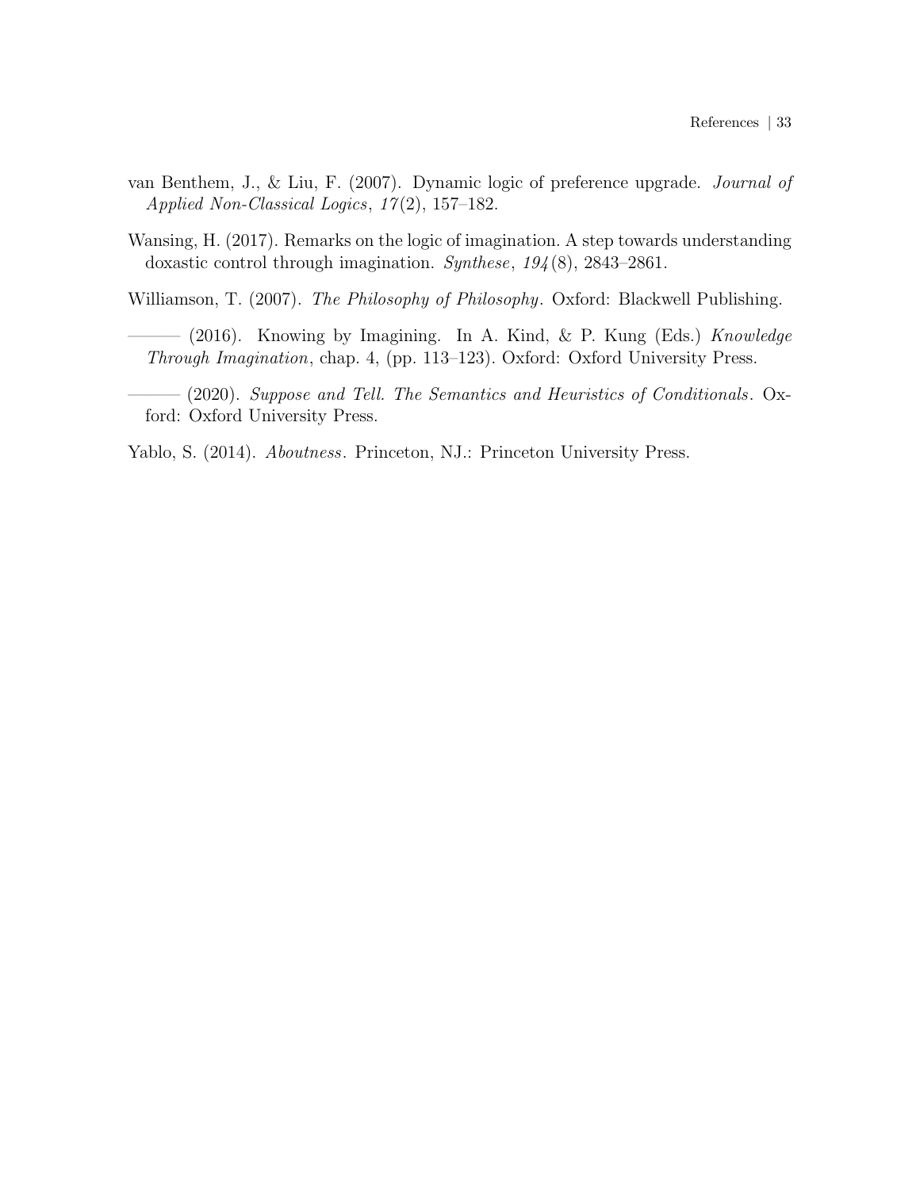van Benthem, J., & Liu, F. (2007). Dynamic logic of preference upgrade. *Journal of Applied Non-Classical Logics*, *17*(2), 157–182.

Wansing, H. (2017). Remarks on the logic of imagination. A step towards understanding doxastic control through imagination. *Synthese*, *194*(8), 2843–2861.

Williamson, T. (2007). *The Philosophy of Philosophy*. Oxford: Blackwell Publishing.

——— (2016). Knowing by Imagining. In A. Kind, & P. Kung (Eds.) *Knowledge Through Imagination*, chap. 4, (pp. 113–123). Oxford: Oxford University Press.

——— (2020). *Suppose and Tell. The Semantics and Heuristics of Conditionals*. Oxford: Oxford University Press.

Yablo, S. (2014). *Aboutness*. Princeton, NJ.: Princeton University Press.